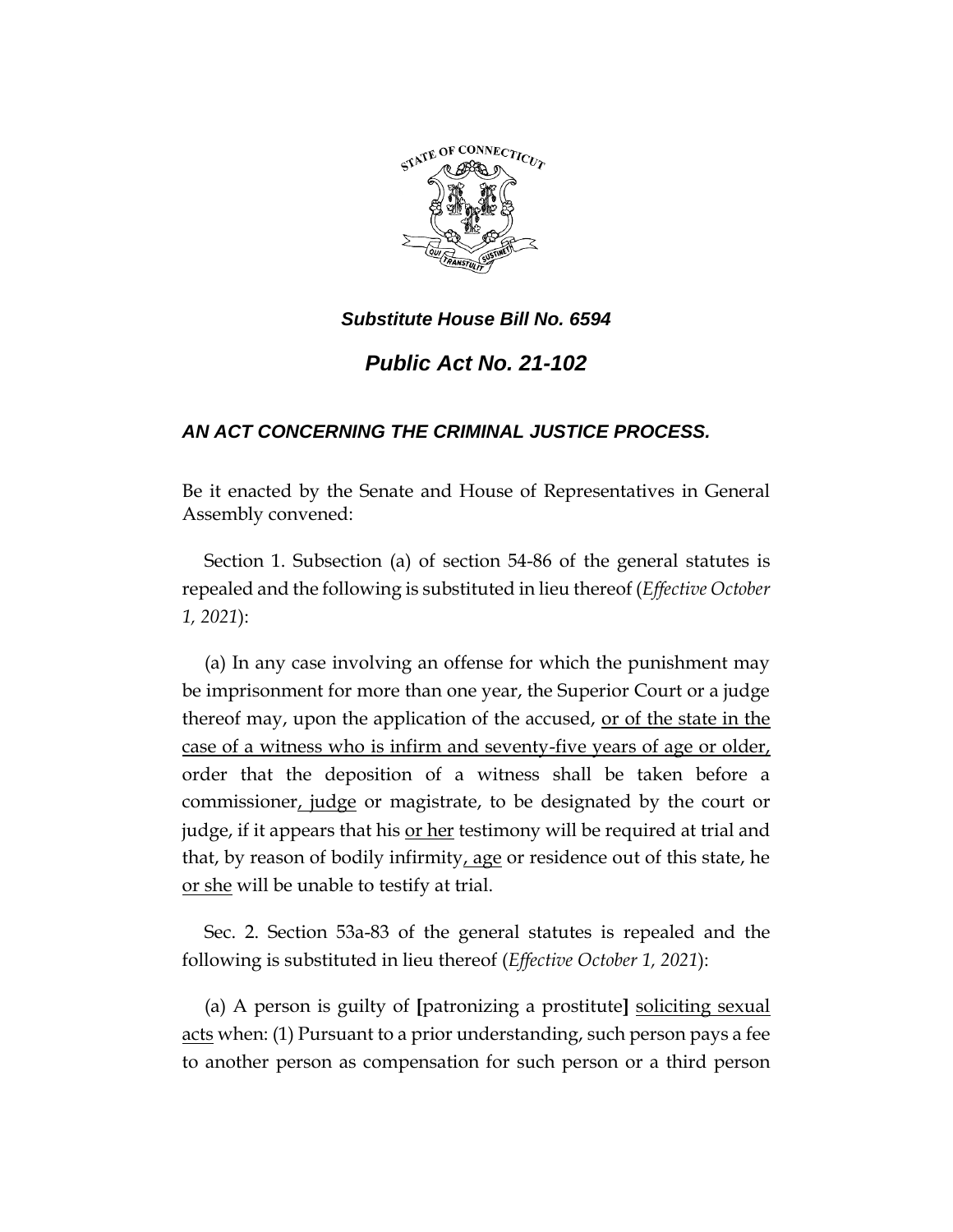***Substitute House Bill No. 6594***

# *Public Act No. 21-102*

## *AN ACT CONCERNING THE CRIMINAL JUSTICE PROCESS.*

Be it enacted by the Senate and House of Representatives in General Assembly convened:

Section 1. Subsection (a) of section 54-86 of the general statutes is repealed and the following is substituted in lieu thereof (*Effective October 1, 2021*):

(a) In any case involving an offense for which the punishment may be imprisonment for more than one year, the Superior Court or a judge thereof may, upon the application of the accused, <u>or of the state in the case of a witness who is infirm and seventy-five years of age or older,</u> order that the deposition of a witness shall be taken before a commissioner<u>, judge</u> or magistrate, to be designated by the court or judge, if it appears that his <u>or her</u> testimony will be required at trial and that, by reason of bodily infirmity<u>, age</u> or residence out of this state, he <u>or she</u> will be unable to testify at trial.

Sec. 2. Section 53a-83 of the general statutes is repealed and the following is substituted in lieu thereof (*Effective October 1, 2021*):

(a) A person is guilty of **[**patronizing a prostitute**]** <u>soliciting sexual acts</u> when: (1) Pursuant to a prior understanding, such person pays a fee to another person as compensation for such person or a third person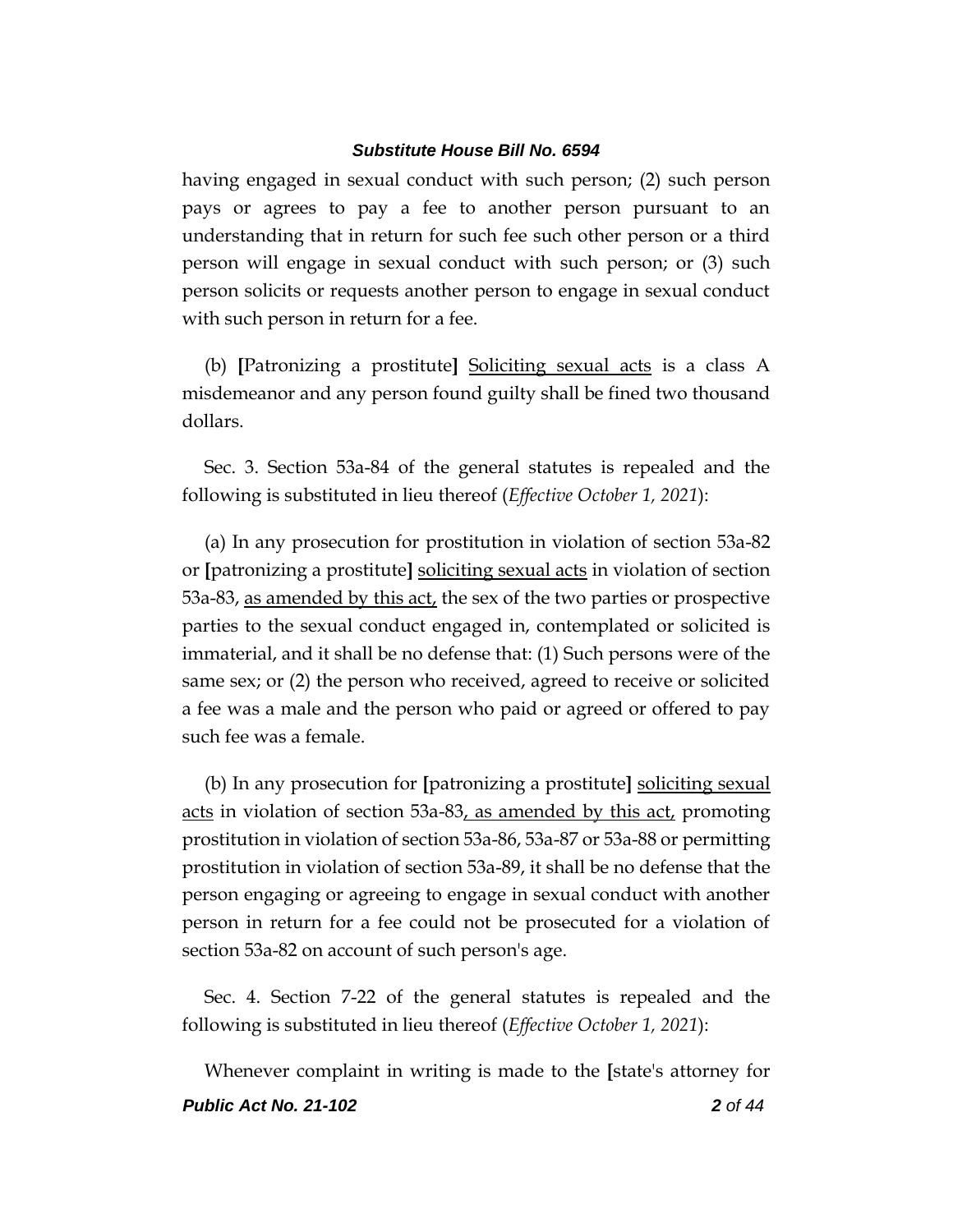having engaged in sexual conduct with such person; (2) such person pays or agrees to pay a fee to another person pursuant to an understanding that in return for such fee such other person or a third person will engage in sexual conduct with such person; or (3) such person solicits or requests another person to engage in sexual conduct with such person in return for a fee.

(b) **[**Patronizing a prostitute**]** <u>Soliciting sexual acts</u> is a class A misdemeanor and any person found guilty shall be fined two thousand dollars.

Sec. 3. Section 53a-84 of the general statutes is repealed and the following is substituted in lieu thereof (*Effective October 1, 2021*):

(a) In any prosecution for prostitution in violation of section 53a-82 or **[**patronizing a prostitute**]** <u>soliciting sexual acts</u> in violation of section 53a-83, <u>as amended by this act,</u> the sex of the two parties or prospective parties to the sexual conduct engaged in, contemplated or solicited is immaterial, and it shall be no defense that: (1) Such persons were of the same sex; or (2) the person who received, agreed to receive or solicited a fee was a male and the person who paid or agreed or offered to pay such fee was a female.

(b) In any prosecution for **[**patronizing a prostitute**]** <u>soliciting sexual acts</u> in violation of section 53a-83<u>, as amended by this act,</u> promoting prostitution in violation of section 53a-86, 53a-87 or 53a-88 or permitting prostitution in violation of section 53a-89, it shall be no defense that the person engaging or agreeing to engage in sexual conduct with another person in return for a fee could not be prosecuted for a violation of section 53a-82 on account of such person's age.

Sec. 4. Section 7-22 of the general statutes is repealed and the following is substituted in lieu thereof (*Effective October 1, 2021*):

Whenever complaint in writing is made to the **[**state's attorney for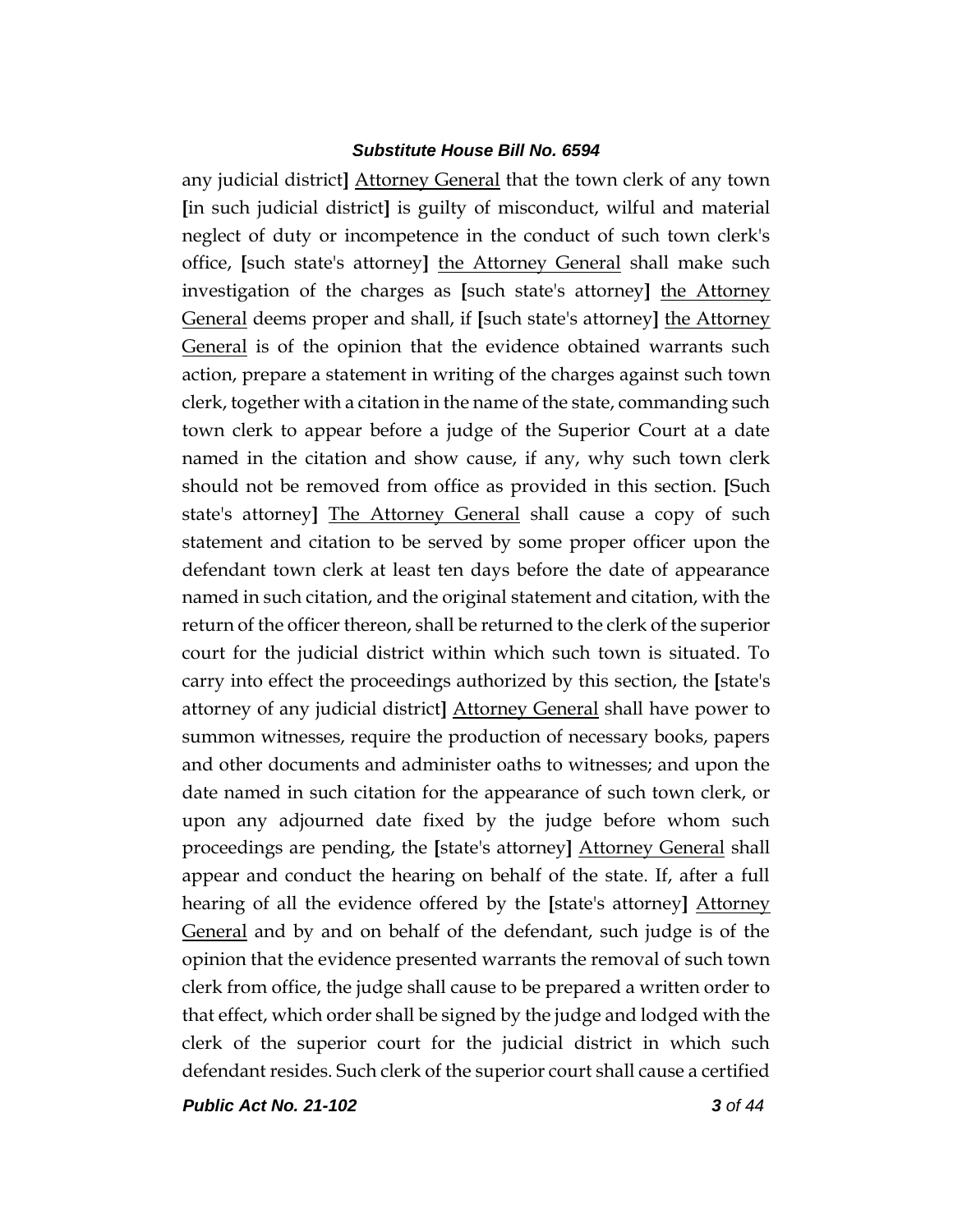any judicial district] <u>Attorney General</u> that the town clerk of any town [in such judicial district] is guilty of misconduct, wilful and material neglect of duty or incompetence in the conduct of such town clerk's office, [such state's attorney] <u>the Attorney General</u> shall make such investigation of the charges as [such state's attorney] <u>the Attorney General</u> deems proper and shall, if [such state's attorney] <u>the Attorney General</u> is of the opinion that the evidence obtained warrants such action, prepare a statement in writing of the charges against such town clerk, together with a citation in the name of the state, commanding such town clerk to appear before a judge of the Superior Court at a date named in the citation and show cause, if any, why such town clerk should not be removed from office as provided in this section. [Such state's attorney] <u>The Attorney General</u> shall cause a copy of such statement and citation to be served by some proper officer upon the defendant town clerk at least ten days before the date of appearance named in such citation, and the original statement and citation, with the return of the officer thereon, shall be returned to the clerk of the superior court for the judicial district within which such town is situated. To carry into effect the proceedings authorized by this section, the [state's attorney of any judicial district] <u>Attorney General</u> shall have power to summon witnesses, require the production of necessary books, papers and other documents and administer oaths to witnesses; and upon the date named in such citation for the appearance of such town clerk, or upon any adjourned date fixed by the judge before whom such proceedings are pending, the [state's attorney] <u>Attorney General</u> shall appear and conduct the hearing on behalf of the state. If, after a full hearing of all the evidence offered by the [state's attorney] <u>Attorney General</u> and by and on behalf of the defendant, such judge is of the opinion that the evidence presented warrants the removal of such town clerk from office, the judge shall cause to be prepared a written order to that effect, which order shall be signed by the judge and lodged with the clerk of the superior court for the judicial district in which such defendant resides. Such clerk of the superior court shall cause a certified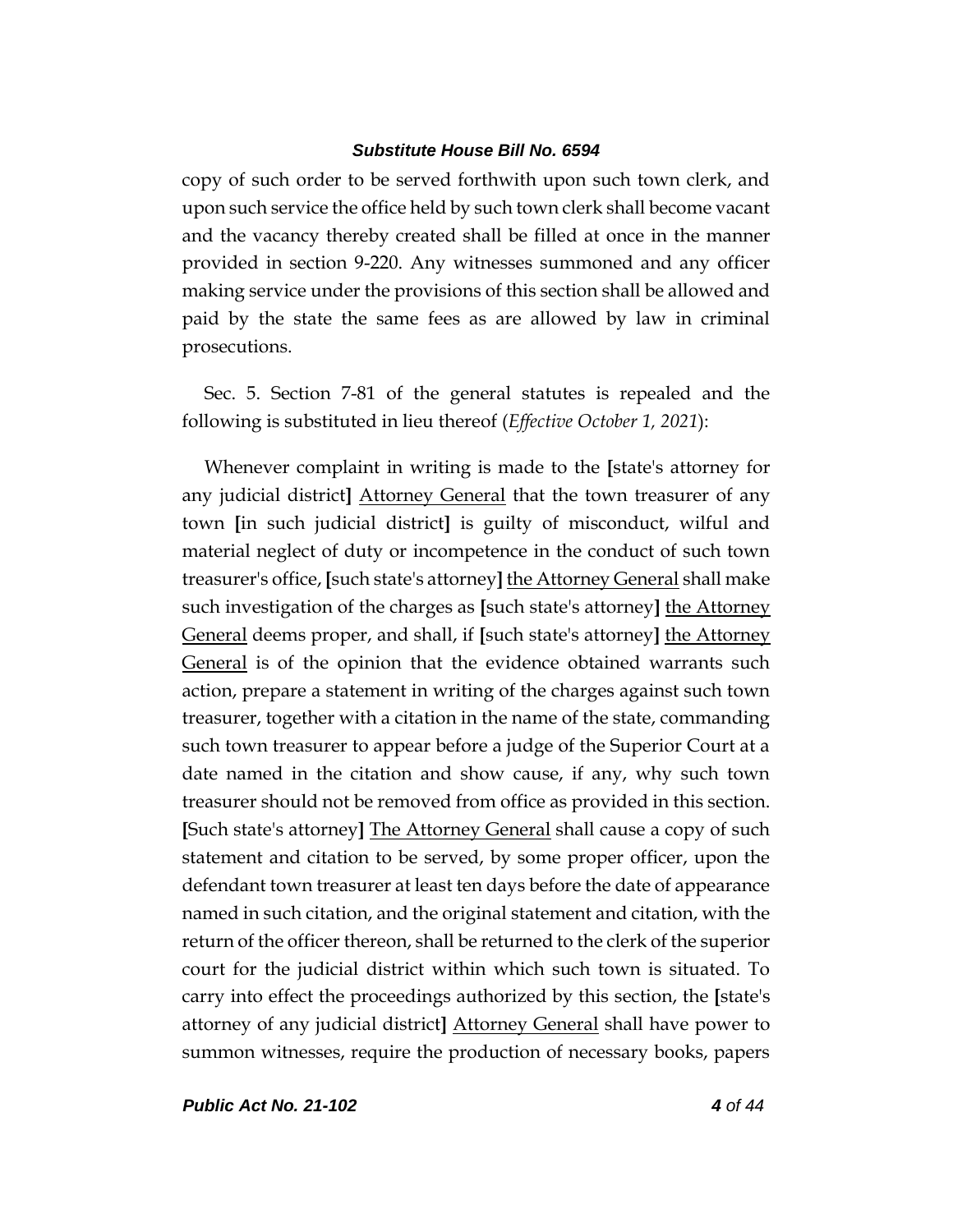copy of such order to be served forthwith upon such town clerk, and upon such service the office held by such town clerk shall become vacant and the vacancy thereby created shall be filled at once in the manner provided in section 9-220. Any witnesses summoned and any officer making service under the provisions of this section shall be allowed and paid by the state the same fees as are allowed by law in criminal prosecutions.

Sec. 5. Section 7-81 of the general statutes is repealed and the following is substituted in lieu thereof (*Effective October 1, 2021*):

Whenever complaint in writing is made to the **[**state's attorney for any judicial district**]** <u>Attorney General</u> that the town treasurer of any town **[**in such judicial district**]** is guilty of misconduct, wilful and material neglect of duty or incompetence in the conduct of such town treasurer's office, **[**such state's attorney**]** <u>the Attorney General</u> shall make such investigation of the charges as **[**such state's attorney**]** <u>the Attorney General</u> deems proper, and shall, if **[**such state's attorney**]** <u>the Attorney General</u> is of the opinion that the evidence obtained warrants such action, prepare a statement in writing of the charges against such town treasurer, together with a citation in the name of the state, commanding such town treasurer to appear before a judge of the Superior Court at a date named in the citation and show cause, if any, why such town treasurer should not be removed from office as provided in this section. **[**Such state's attorney**]** <u>The Attorney General</u> shall cause a copy of such statement and citation to be served, by some proper officer, upon the defendant town treasurer at least ten days before the date of appearance named in such citation, and the original statement and citation, with the return of the officer thereon, shall be returned to the clerk of the superior court for the judicial district within which such town is situated. To carry into effect the proceedings authorized by this section, the **[**state's attorney of any judicial district**]** <u>Attorney General</u> shall have power to summon witnesses, require the production of necessary books, papers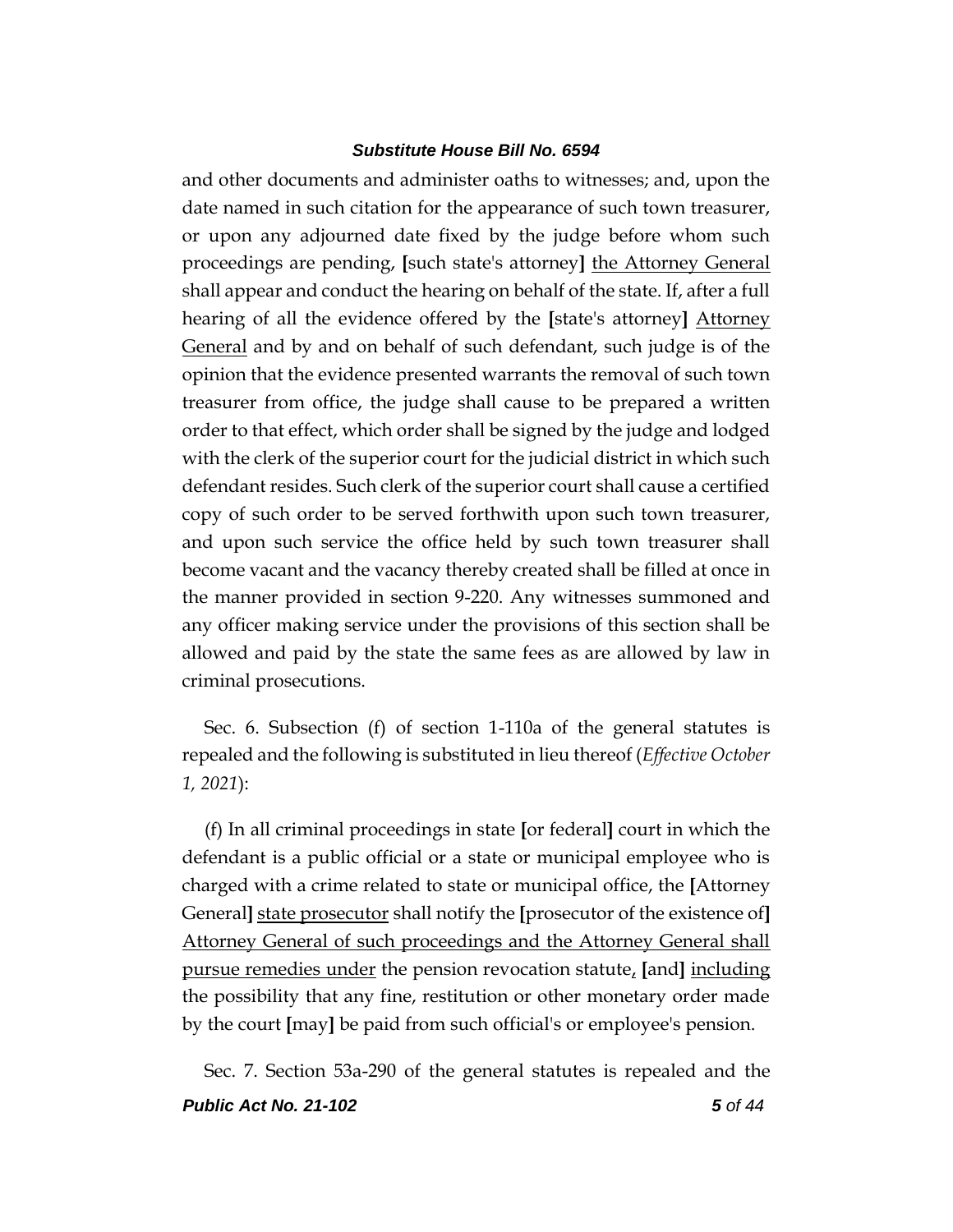and other documents and administer oaths to witnesses; and, upon the date named in such citation for the appearance of such town treasurer, or upon any adjourned date fixed by the judge before whom such proceedings are pending, **[**such state's attorney**]** <u>the Attorney General</u> shall appear and conduct the hearing on behalf of the state. If, after a full hearing of all the evidence offered by the **[**state's attorney**]** <u>Attorney General</u> and by and on behalf of such defendant, such judge is of the opinion that the evidence presented warrants the removal of such town treasurer from office, the judge shall cause to be prepared a written order to that effect, which order shall be signed by the judge and lodged with the clerk of the superior court for the judicial district in which such defendant resides. Such clerk of the superior court shall cause a certified copy of such order to be served forthwith upon such town treasurer, and upon such service the office held by such town treasurer shall become vacant and the vacancy thereby created shall be filled at once in the manner provided in section 9-220. Any witnesses summoned and any officer making service under the provisions of this section shall be allowed and paid by the state the same fees as are allowed by law in criminal prosecutions.

Sec. 6. Subsection (f) of section 1-110a of the general statutes is repealed and the following is substituted in lieu thereof (*Effective October 1, 2021*):

(f) In all criminal proceedings in state **[**or federal**]** court in which the defendant is a public official or a state or municipal employee who is charged with a crime related to state or municipal office, the **[**Attorney General**]** <u>state prosecutor</u> shall notify the **[**prosecutor of the existence of**]** <u>Attorney General of such proceedings and the Attorney General shall pursue remedies under</u> the pension revocation statute<u>,</u> **[**and**]** <u>including</u> the possibility that any fine, restitution or other monetary order made by the court **[**may**]** be paid from such official's or employee's pension.

Sec. 7. Section 53a-290 of the general statutes is repealed and the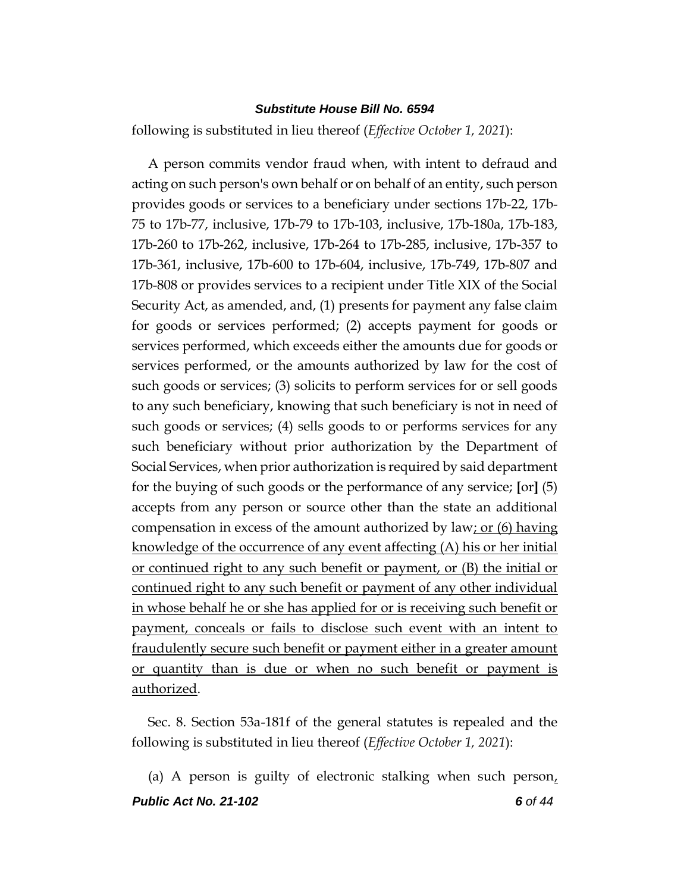following is substituted in lieu thereof (*Effective October 1, 2021*):

A person commits vendor fraud when, with intent to defraud and acting on such person's own behalf or on behalf of an entity, such person provides goods or services to a beneficiary under sections 17b-22, 17b-75 to 17b-77, inclusive, 17b-79 to 17b-103, inclusive, 17b-180a, 17b-183, 17b-260 to 17b-262, inclusive, 17b-264 to 17b-285, inclusive, 17b-357 to 17b-361, inclusive, 17b-600 to 17b-604, inclusive, 17b-749, 17b-807 and 17b-808 or provides services to a recipient under Title XIX of the Social Security Act, as amended, and, (1) presents for payment any false claim for goods or services performed; (2) accepts payment for goods or services performed, which exceeds either the amounts due for goods or services performed, or the amounts authorized by law for the cost of such goods or services; (3) solicits to perform services for or sell goods to any such beneficiary, knowing that such beneficiary is not in need of such goods or services; (4) sells goods to or performs services for any such beneficiary without prior authorization by the Department of Social Services, when prior authorization is required by said department for the buying of such goods or the performance of any service; **[**or**]** (5) accepts from any person or source other than the state an additional compensation in excess of the amount authorized by law<u>; or (6) having knowledge of the occurrence of any event affecting (A) his or her initial or continued right to any such benefit or payment, or (B) the initial or continued right to any such benefit or payment of any other individual in whose behalf he or she has applied for or is receiving such benefit or payment, conceals or fails to disclose such event with an intent to fraudulently secure such benefit or payment either in a greater amount or quantity than is due or when no such benefit or payment is authorized</u>.

Sec. 8. Section 53a-181f of the general statutes is repealed and the following is substituted in lieu thereof (*Effective October 1, 2021*):

(a) A person is guilty of electronic stalking when such person<u>,</u>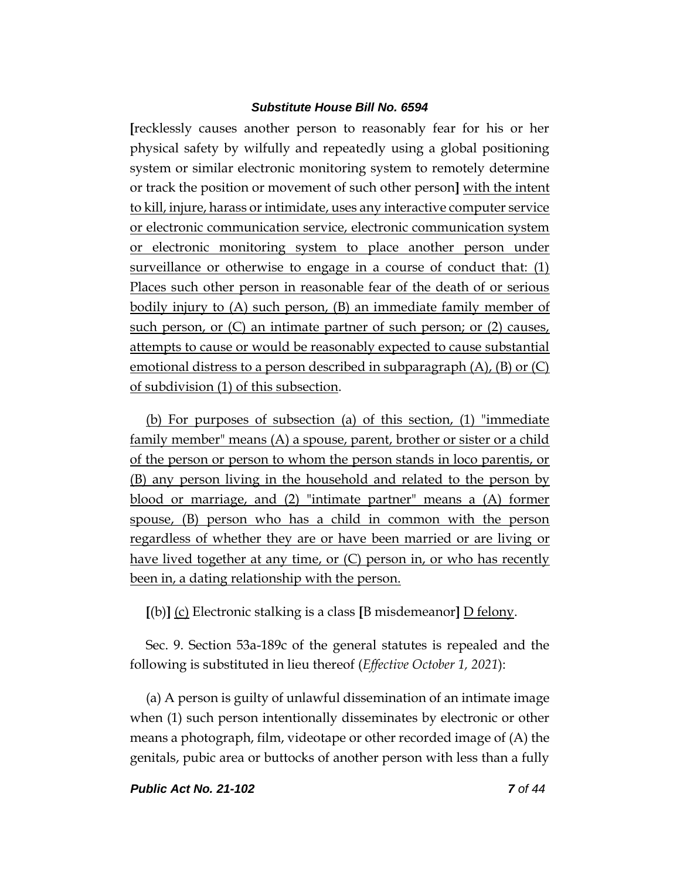[recklessly causes another person to reasonably fear for his or her physical safety by wilfully and repeatedly using a global positioning system or similar electronic monitoring system to remotely determine or track the position or movement of such other person] <u>with the intent to kill, injure, harass or intimidate, uses any interactive computer service or electronic communication service, electronic communication system or electronic monitoring system to place another person under surveillance or otherwise to engage in a course of conduct that: (1) Places such other person in reasonable fear of the death of or serious bodily injury to (A) such person, (B) an immediate family member of such person, or (C) an intimate partner of such person; or (2) causes, attempts to cause or would be reasonably expected to cause substantial emotional distress to a person described in subparagraph (A), (B) or (C) of subdivision (1) of this subsection</u>.

<u>(b) For purposes of subsection (a) of this section, (1) "immediate family member" means (A) a spouse, parent, brother or sister or a child of the person or person to whom the person stands in loco parentis, or (B) any person living in the household and related to the person by blood or marriage, and (2) "intimate partner" means a (A) former spouse, (B) person who has a child in common with the person regardless of whether they are or have been married or are living or have lived together at any time, or (C) person in, or who has recently been in, a dating relationship with the person.</u>

[(b)] <u>(c)</u> Electronic stalking is a class [B misdemeanor] <u>D felony</u>.

Sec. 9. Section 53a-189c of the general statutes is repealed and the following is substituted in lieu thereof (*Effective October 1, 2021*):

(a) A person is guilty of unlawful dissemination of an intimate image when (1) such person intentionally disseminates by electronic or other means a photograph, film, videotape or other recorded image of (A) the genitals, pubic area or buttocks of another person with less than a fully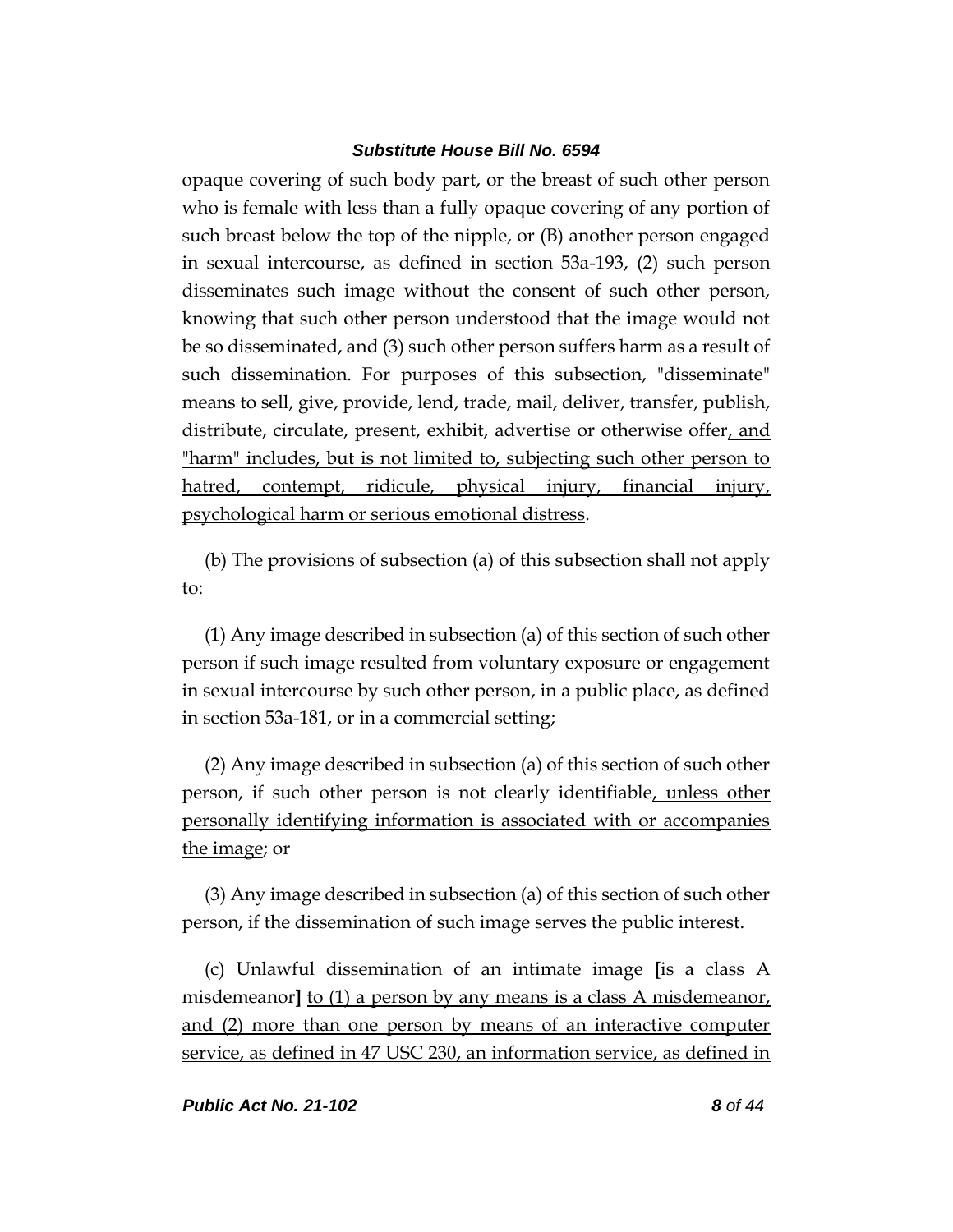opaque covering of such body part, or the breast of such other person who is female with less than a fully opaque covering of any portion of such breast below the top of the nipple, or (B) another person engaged in sexual intercourse, as defined in section 53a-193, (2) such person disseminates such image without the consent of such other person, knowing that such other person understood that the image would not be so disseminated, and (3) such other person suffers harm as a result of such dissemination. For purposes of this subsection, "disseminate" means to sell, give, provide, lend, trade, mail, deliver, transfer, publish, distribute, circulate, present, exhibit, advertise or otherwise offer<u>, and "harm" includes, but is not limited to, subjecting such other person to hatred, contempt, ridicule, physical injury, financial injury, psychological harm or serious emotional distress</u>.

(b) The provisions of subsection (a) of this subsection shall not apply to:

(1) Any image described in subsection (a) of this section of such other person if such image resulted from voluntary exposure or engagement in sexual intercourse by such other person, in a public place, as defined in section 53a-181, or in a commercial setting;

(2) Any image described in subsection (a) of this section of such other person, if such other person is not clearly identifiable<u>, unless other personally identifying information is associated with or accompanies the image</u>; or

(3) Any image described in subsection (a) of this section of such other person, if the dissemination of such image serves the public interest.

(c) Unlawful dissemination of an intimate image **[**is a class A misdemeanor**]** <u>to (1) a person by any means is a class A misdemeanor, and (2) more than one person by means of an interactive computer service, as defined in 47 USC 230, an information service, as defined in</u>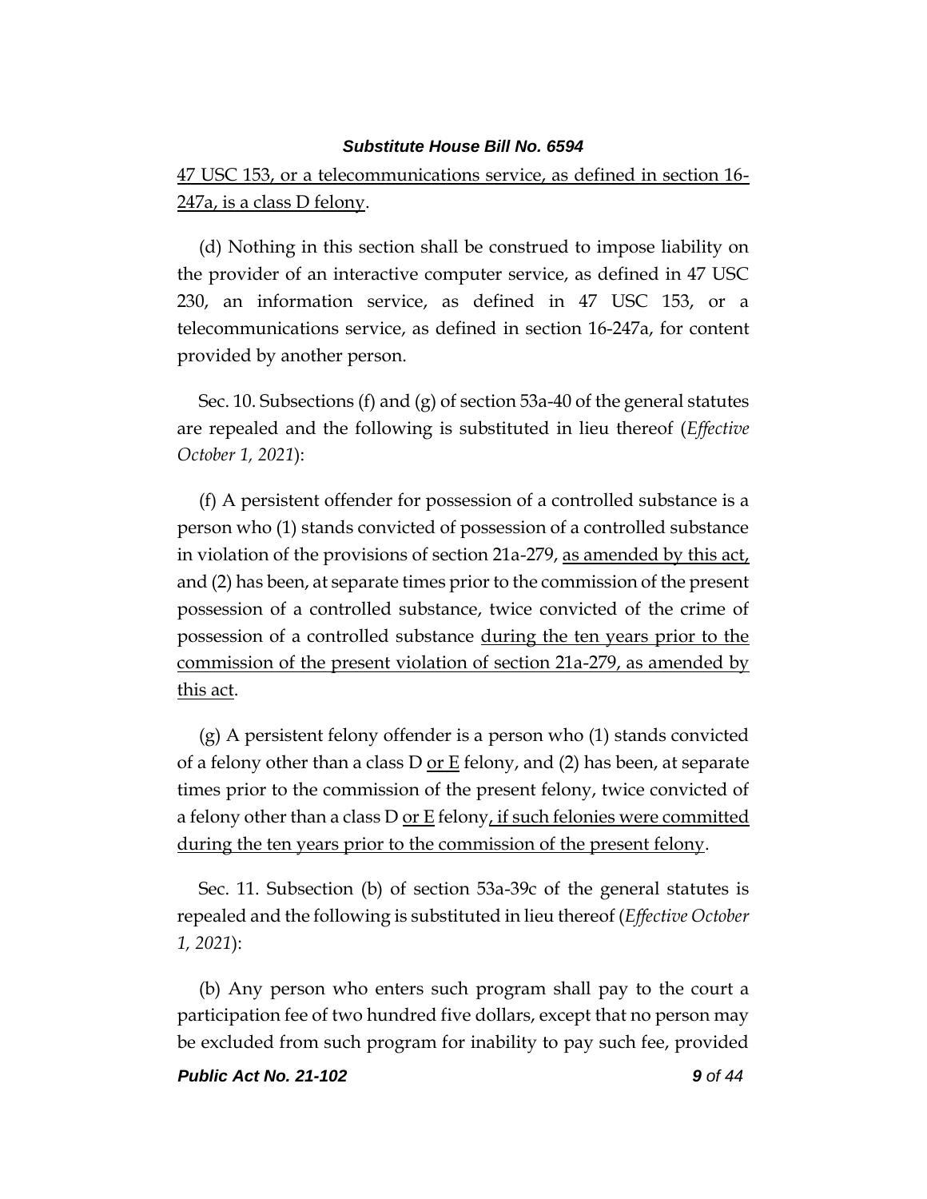47 USC 153, or a telecommunications service, as defined in section 16-247a, is a class D felony.

(d) Nothing in this section shall be construed to impose liability on the provider of an interactive computer service, as defined in 47 USC 230, an information service, as defined in 47 USC 153, or a telecommunications service, as defined in section 16-247a, for content provided by another person.

Sec. 10. Subsections (f) and (g) of section 53a-40 of the general statutes are repealed and the following is substituted in lieu thereof (*Effective October 1, 2021*):

(f) A persistent offender for possession of a controlled substance is a person who (1) stands convicted of possession of a controlled substance in violation of the provisions of section 21a-279, as amended by this act, and (2) has been, at separate times prior to the commission of the present possession of a controlled substance, twice convicted of the crime of possession of a controlled substance during the ten years prior to the commission of the present violation of section 21a-279, as amended by this act.

(g) A persistent felony offender is a person who (1) stands convicted of a felony other than a class D or E felony, and (2) has been, at separate times prior to the commission of the present felony, twice convicted of a felony other than a class D or E felony, if such felonies were committed during the ten years prior to the commission of the present felony.

Sec. 11. Subsection (b) of section 53a-39c of the general statutes is repealed and the following is substituted in lieu thereof (*Effective October 1, 2021*):

(b) Any person who enters such program shall pay to the court a participation fee of two hundred five dollars, except that no person may be excluded from such program for inability to pay such fee, provided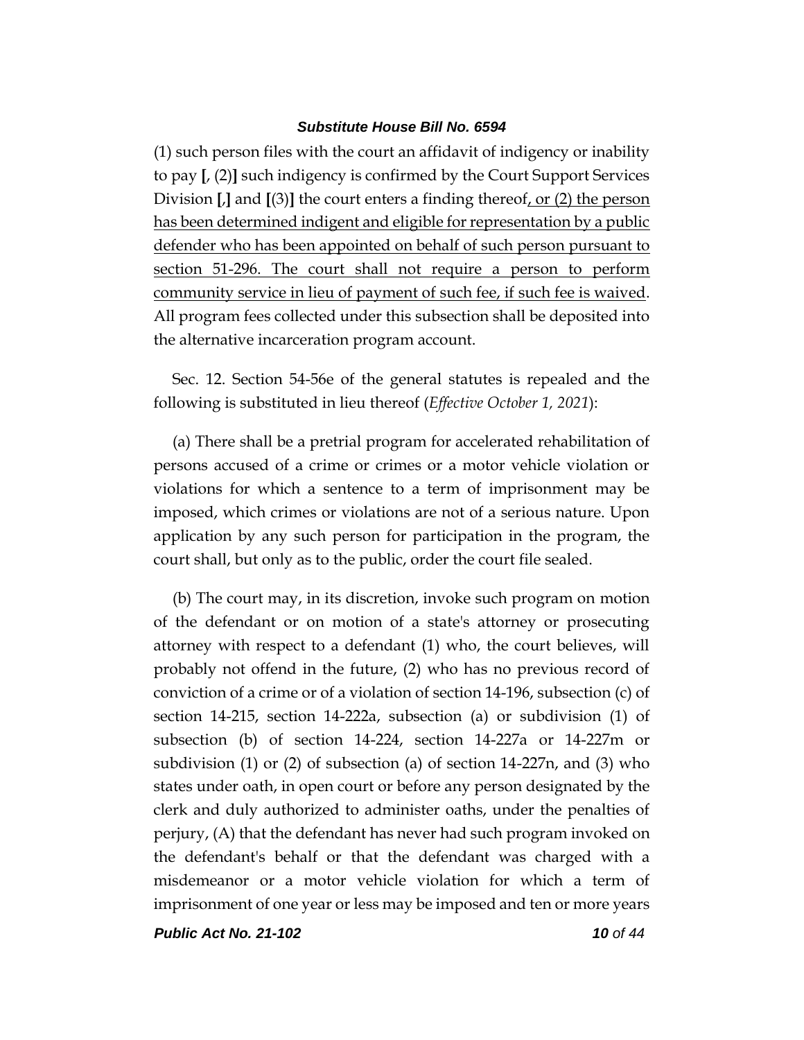(1) such person files with the court an affidavit of indigency or inability to pay **[**, (2)**]** such indigency is confirmed by the Court Support Services Division **[**,**]** and **[**(3)**]** the court enters a finding thereof<u>, or (2) the person has been determined indigent and eligible for representation by a public defender who has been appointed on behalf of such person pursuant to section 51-296. The court shall not require a person to perform community service in lieu of payment of such fee, if such fee is waived</u>. All program fees collected under this subsection shall be deposited into the alternative incarceration program account.

Sec. 12. Section 54-56e of the general statutes is repealed and the following is substituted in lieu thereof (*Effective October 1, 2021*):

(a) There shall be a pretrial program for accelerated rehabilitation of persons accused of a crime or crimes or a motor vehicle violation or violations for which a sentence to a term of imprisonment may be imposed, which crimes or violations are not of a serious nature. Upon application by any such person for participation in the program, the court shall, but only as to the public, order the court file sealed.

(b) The court may, in its discretion, invoke such program on motion of the defendant or on motion of a state's attorney or prosecuting attorney with respect to a defendant (1) who, the court believes, will probably not offend in the future, (2) who has no previous record of conviction of a crime or of a violation of section 14-196, subsection (c) of section 14-215, section 14-222a, subsection (a) or subdivision (1) of subsection (b) of section 14-224, section 14-227a or 14-227m or subdivision (1) or (2) of subsection (a) of section 14-227n, and (3) who states under oath, in open court or before any person designated by the clerk and duly authorized to administer oaths, under the penalties of perjury, (A) that the defendant has never had such program invoked on the defendant's behalf or that the defendant was charged with a misdemeanor or a motor vehicle violation for which a term of imprisonment of one year or less may be imposed and ten or more years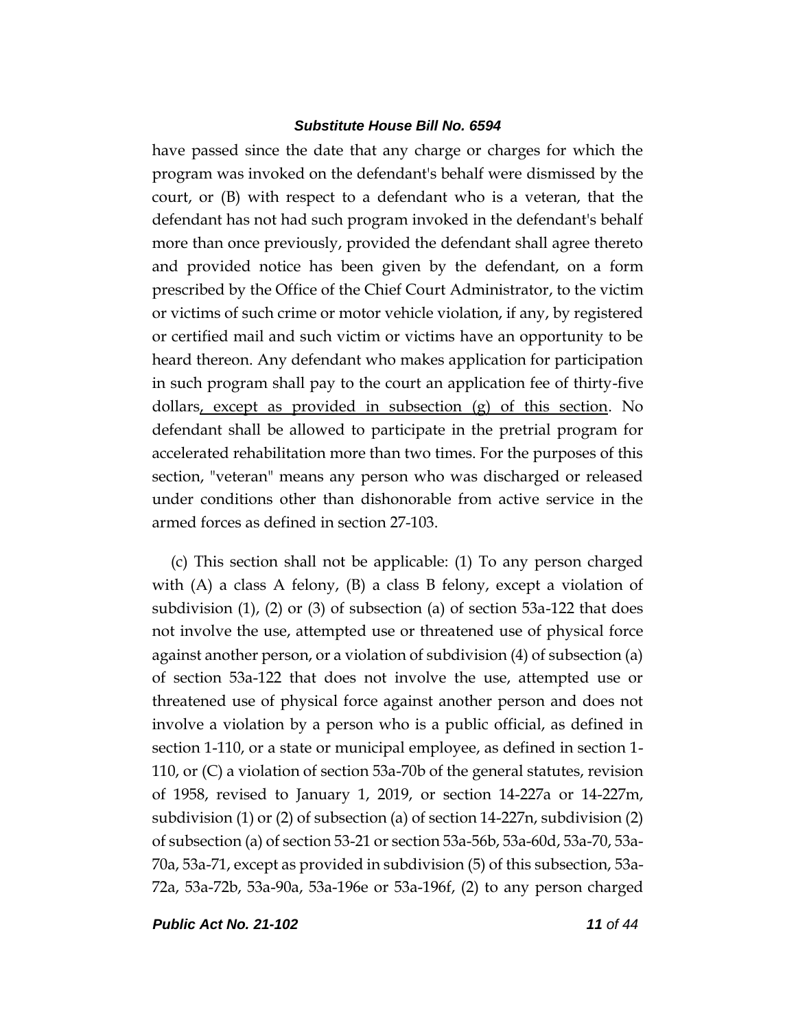have passed since the date that any charge or charges for which the program was invoked on the defendant's behalf were dismissed by the court, or (B) with respect to a defendant who is a veteran, that the defendant has not had such program invoked in the defendant's behalf more than once previously, provided the defendant shall agree thereto and provided notice has been given by the defendant, on a form prescribed by the Office of the Chief Court Administrator, to the victim or victims of such crime or motor vehicle violation, if any, by registered or certified mail and such victim or victims have an opportunity to be heard thereon. Any defendant who makes application for participation in such program shall pay to the court an application fee of thirty-five dollars<u>, except as provided in subsection (g) of this section</u>. No defendant shall be allowed to participate in the pretrial program for accelerated rehabilitation more than two times. For the purposes of this section, "veteran" means any person who was discharged or released under conditions other than dishonorable from active service in the armed forces as defined in section 27-103.

(c) This section shall not be applicable: (1) To any person charged with (A) a class A felony, (B) a class B felony, except a violation of subdivision (1), (2) or (3) of subsection (a) of section 53a-122 that does not involve the use, attempted use or threatened use of physical force against another person, or a violation of subdivision (4) of subsection (a) of section 53a-122 that does not involve the use, attempted use or threatened use of physical force against another person and does not involve a violation by a person who is a public official, as defined in section 1-110, or a state or municipal employee, as defined in section 1-110, or (C) a violation of section 53a-70b of the general statutes, revision of 1958, revised to January 1, 2019, or section 14-227a or 14-227m, subdivision (1) or (2) of subsection (a) of section 14-227n, subdivision (2) of subsection (a) of section 53-21 or section 53a-56b, 53a-60d, 53a-70, 53a-70a, 53a-71, except as provided in subdivision (5) of this subsection, 53a-72a, 53a-72b, 53a-90a, 53a-196e or 53a-196f, (2) to any person charged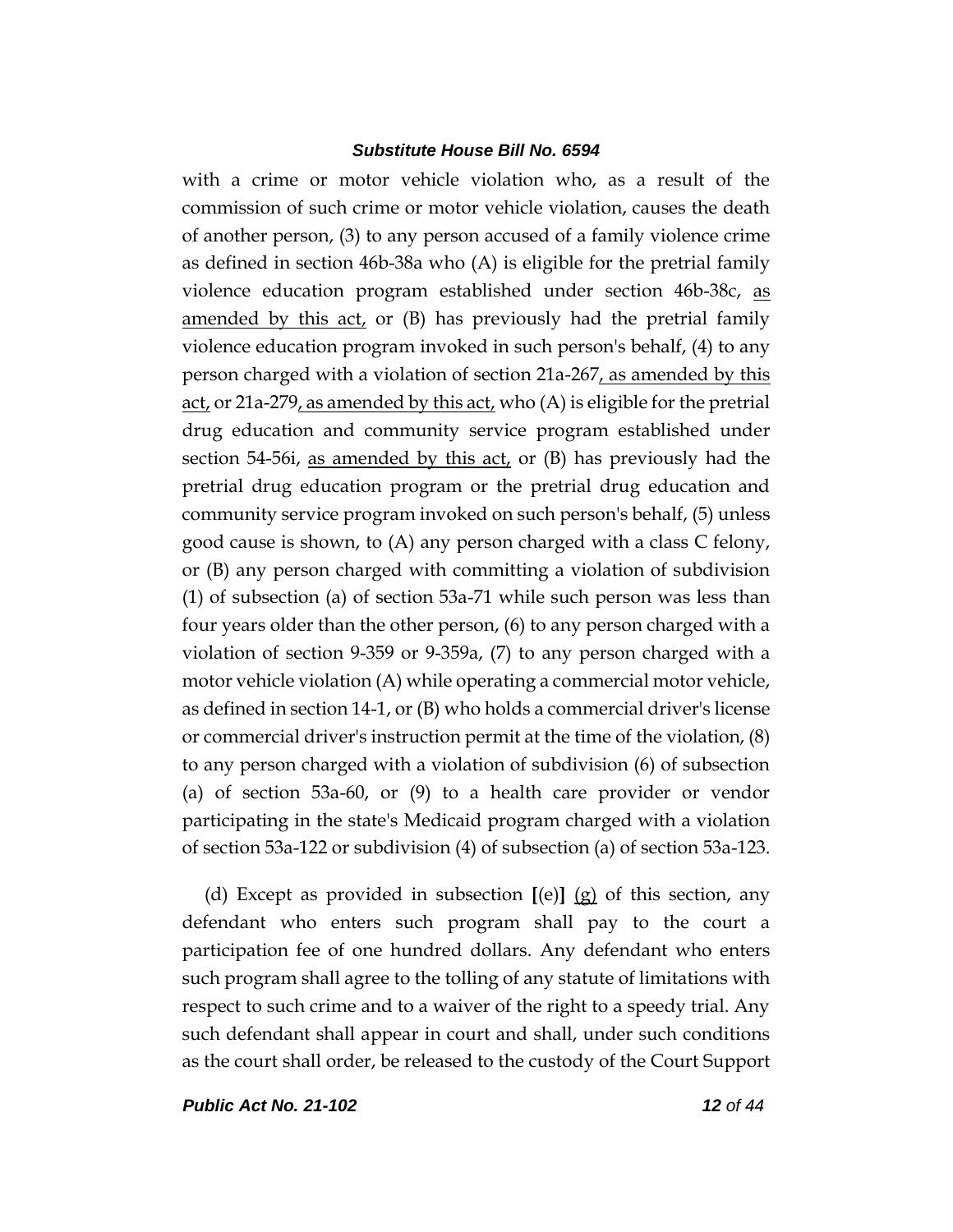with a crime or motor vehicle violation who, as a result of the commission of such crime or motor vehicle violation, causes the death of another person, (3) to any person accused of a family violence crime as defined in section 46b-38a who (A) is eligible for the pretrial family violence education program established under section 46b-38c, <u>as amended by this act,</u> or (B) has previously had the pretrial family violence education program invoked in such person's behalf, (4) to any person charged with a violation of section 21a-267<u>, as amended by this act,</u> or 21a-279<u>, as amended by this act,</u> who (A) is eligible for the pretrial drug education and community service program established under section 54-56i, <u>as amended by this act,</u> or (B) has previously had the pretrial drug education program or the pretrial drug education and community service program invoked on such person's behalf, (5) unless good cause is shown, to (A) any person charged with a class C felony, or (B) any person charged with committing a violation of subdivision (1) of subsection (a) of section 53a-71 while such person was less than four years older than the other person, (6) to any person charged with a violation of section 9-359 or 9-359a, (7) to any person charged with a motor vehicle violation (A) while operating a commercial motor vehicle, as defined in section 14-1, or (B) who holds a commercial driver's license or commercial driver's instruction permit at the time of the violation, (8) to any person charged with a violation of subdivision (6) of subsection (a) of section 53a-60, or (9) to a health care provider or vendor participating in the state's Medicaid program charged with a violation of section 53a-122 or subdivision (4) of subsection (a) of section 53a-123.

(d) Except as provided in subsection **[**(e)**]** <u>(g)</u> of this section, any defendant who enters such program shall pay to the court a participation fee of one hundred dollars. Any defendant who enters such program shall agree to the tolling of any statute of limitations with respect to such crime and to a waiver of the right to a speedy trial. Any such defendant shall appear in court and shall, under such conditions as the court shall order, be released to the custody of the Court Support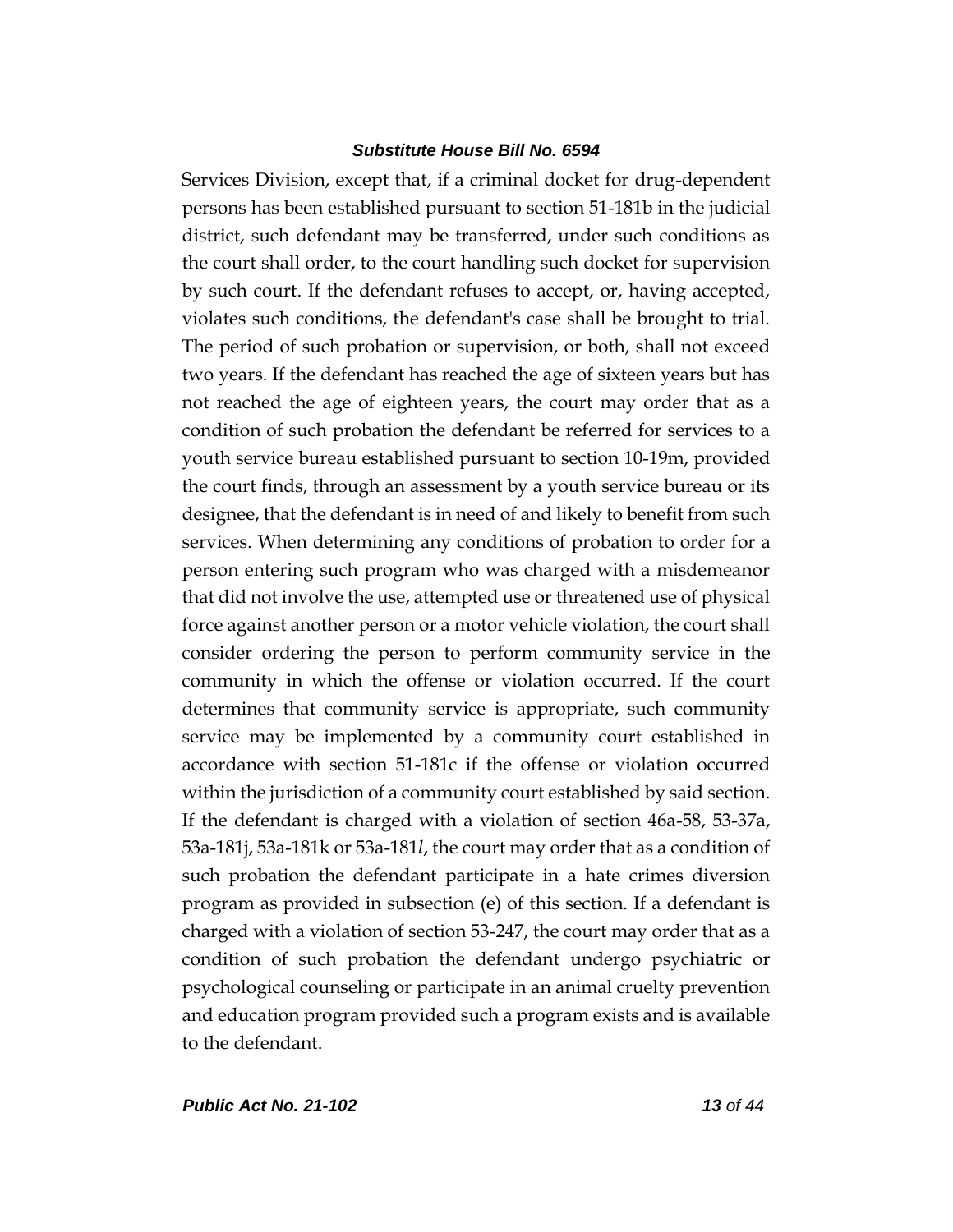Services Division, except that, if a criminal docket for drug-dependent persons has been established pursuant to section 51-181b in the judicial district, such defendant may be transferred, under such conditions as the court shall order, to the court handling such docket for supervision by such court. If the defendant refuses to accept, or, having accepted, violates such conditions, the defendant's case shall be brought to trial. The period of such probation or supervision, or both, shall not exceed two years. If the defendant has reached the age of sixteen years but has not reached the age of eighteen years, the court may order that as a condition of such probation the defendant be referred for services to a youth service bureau established pursuant to section 10-19m, provided the court finds, through an assessment by a youth service bureau or its designee, that the defendant is in need of and likely to benefit from such services. When determining any conditions of probation to order for a person entering such program who was charged with a misdemeanor that did not involve the use, attempted use or threatened use of physical force against another person or a motor vehicle violation, the court shall consider ordering the person to perform community service in the community in which the offense or violation occurred. If the court determines that community service is appropriate, such community service may be implemented by a community court established in accordance with section 51-181c if the offense or violation occurred within the jurisdiction of a community court established by said section. If the defendant is charged with a violation of section 46a-58, 53-37a, 53a-181j, 53a-181k or 53a-181*l*, the court may order that as a condition of such probation the defendant participate in a hate crimes diversion program as provided in subsection (e) of this section. If a defendant is charged with a violation of section 53-247, the court may order that as a condition of such probation the defendant undergo psychiatric or psychological counseling or participate in an animal cruelty prevention and education program provided such a program exists and is available to the defendant.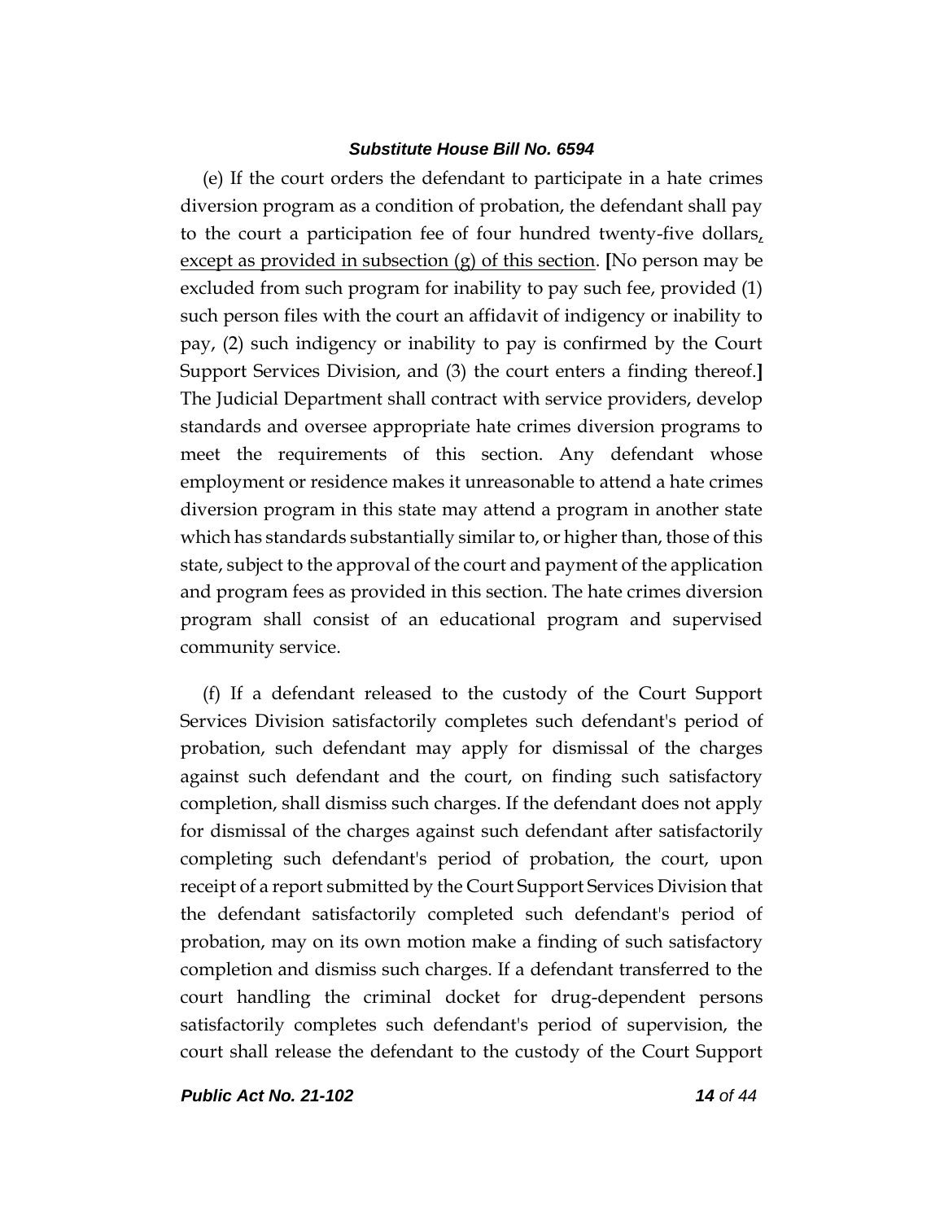(e) If the court orders the defendant to participate in a hate crimes diversion program as a condition of probation, the defendant shall pay to the court a participation fee of four hundred twenty-five dollars, <u>except as provided in subsection (g) of this section</u>. **[**No person may be excluded from such program for inability to pay such fee, provided (1) such person files with the court an affidavit of indigency or inability to pay, (2) such indigency or inability to pay is confirmed by the Court Support Services Division, and (3) the court enters a finding thereof.**]** The Judicial Department shall contract with service providers, develop standards and oversee appropriate hate crimes diversion programs to meet the requirements of this section. Any defendant whose employment or residence makes it unreasonable to attend a hate crimes diversion program in this state may attend a program in another state which has standards substantially similar to, or higher than, those of this state, subject to the approval of the court and payment of the application and program fees as provided in this section. The hate crimes diversion program shall consist of an educational program and supervised community service.

(f) If a defendant released to the custody of the Court Support Services Division satisfactorily completes such defendant's period of probation, such defendant may apply for dismissal of the charges against such defendant and the court, on finding such satisfactory completion, shall dismiss such charges. If the defendant does not apply for dismissal of the charges against such defendant after satisfactorily completing such defendant's period of probation, the court, upon receipt of a report submitted by the Court Support Services Division that the defendant satisfactorily completed such defendant's period of probation, may on its own motion make a finding of such satisfactory completion and dismiss such charges. If a defendant transferred to the court handling the criminal docket for drug-dependent persons satisfactorily completes such defendant's period of supervision, the court shall release the defendant to the custody of the Court Support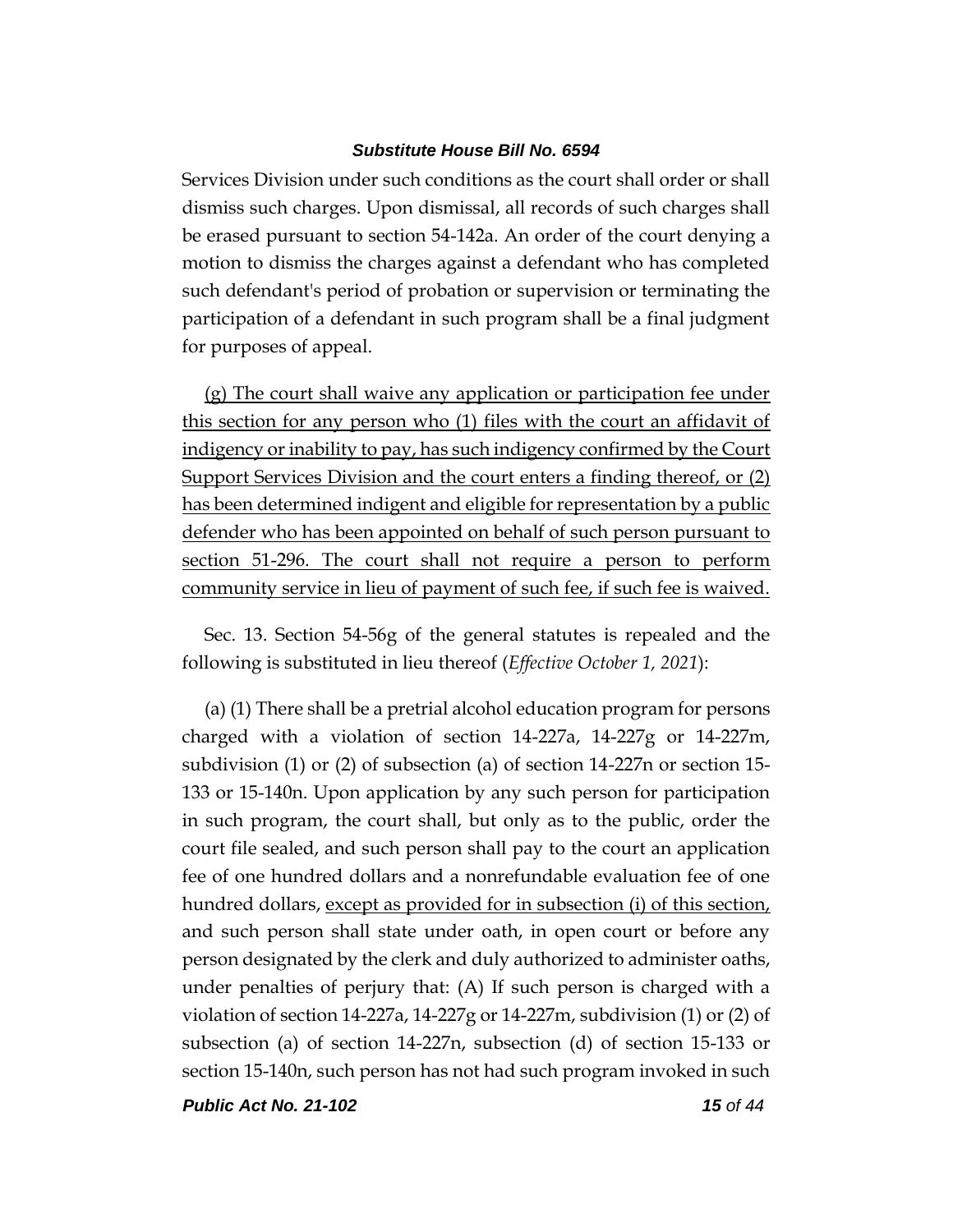Services Division under such conditions as the court shall order or shall dismiss such charges. Upon dismissal, all records of such charges shall be erased pursuant to section 54-142a. An order of the court denying a motion to dismiss the charges against a defendant who has completed such defendant's period of probation or supervision or terminating the participation of a defendant in such program shall be a final judgment for purposes of appeal.

<u>(g) The court shall waive any application or participation fee under this section for any person who (1) files with the court an affidavit of indigency or inability to pay, has such indigency confirmed by the Court Support Services Division and the court enters a finding thereof, or (2) has been determined indigent and eligible for representation by a public defender who has been appointed on behalf of such person pursuant to section 51-296. The court shall not require a person to perform community service in lieu of payment of such fee, if such fee is waived.</u>

Sec. 13. Section 54-56g of the general statutes is repealed and the following is substituted in lieu thereof (*Effective October 1, 2021*):

(a) (1) There shall be a pretrial alcohol education program for persons charged with a violation of section 14-227a, 14-227g or 14-227m, subdivision (1) or (2) of subsection (a) of section 14-227n or section 15-133 or 15-140n. Upon application by any such person for participation in such program, the court shall, but only as to the public, order the court file sealed, and such person shall pay to the court an application fee of one hundred dollars and a nonrefundable evaluation fee of one hundred dollars, <u>except as provided for in subsection (i) of this section,</u> and such person shall state under oath, in open court or before any person designated by the clerk and duly authorized to administer oaths, under penalties of perjury that: (A) If such person is charged with a violation of section 14-227a, 14-227g or 14-227m, subdivision (1) or (2) of subsection (a) of section 14-227n, subsection (d) of section 15-133 or section 15-140n, such person has not had such program invoked in such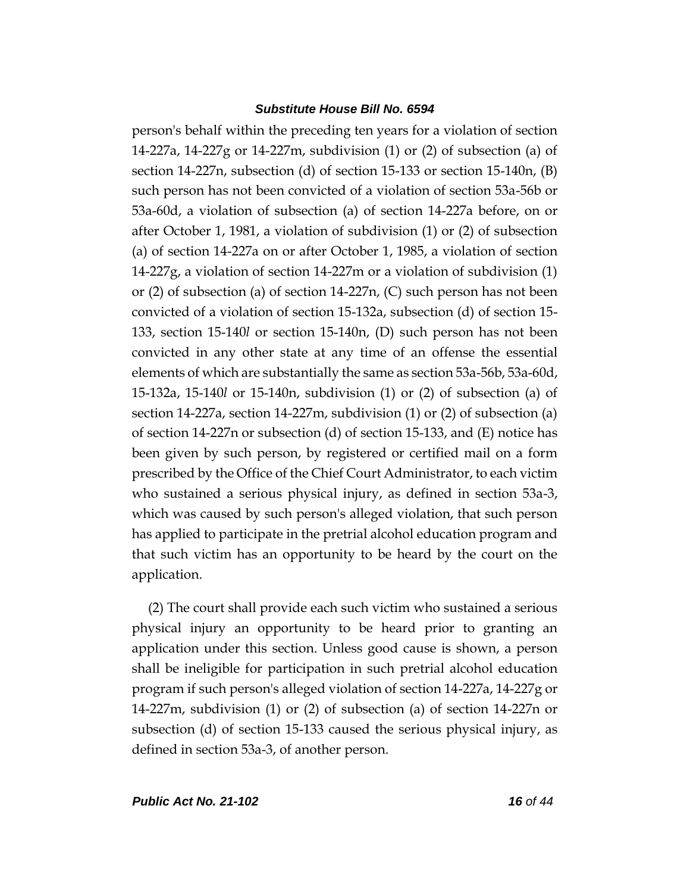person's behalf within the preceding ten years for a violation of section 14-227a, 14-227g or 14-227m, subdivision (1) or (2) of subsection (a) of section 14-227n, subsection (d) of section 15-133 or section 15-140n, (B) such person has not been convicted of a violation of section 53a-56b or 53a-60d, a violation of subsection (a) of section 14-227a before, on or after October 1, 1981, a violation of subdivision (1) or (2) of subsection (a) of section 14-227a on or after October 1, 1985, a violation of section 14-227g, a violation of section 14-227m or a violation of subdivision (1) or (2) of subsection (a) of section 14-227n, (C) such person has not been convicted of a violation of section 15-132a, subsection (d) of section 15-133, section 15-140*l* or section 15-140n, (D) such person has not been convicted in any other state at any time of an offense the essential elements of which are substantially the same as section 53a-56b, 53a-60d, 15-132a, 15-140*l* or 15-140n, subdivision (1) or (2) of subsection (a) of section 14-227a, section 14-227m, subdivision (1) or (2) of subsection (a) of section 14-227n or subsection (d) of section 15-133, and (E) notice has been given by such person, by registered or certified mail on a form prescribed by the Office of the Chief Court Administrator, to each victim who sustained a serious physical injury, as defined in section 53a-3, which was caused by such person's alleged violation, that such person has applied to participate in the pretrial alcohol education program and that such victim has an opportunity to be heard by the court on the application.

(2) The court shall provide each such victim who sustained a serious physical injury an opportunity to be heard prior to granting an application under this section. Unless good cause is shown, a person shall be ineligible for participation in such pretrial alcohol education program if such person's alleged violation of section 14-227a, 14-227g or 14-227m, subdivision (1) or (2) of subsection (a) of section 14-227n or subsection (d) of section 15-133 caused the serious physical injury, as defined in section 53a-3, of another person.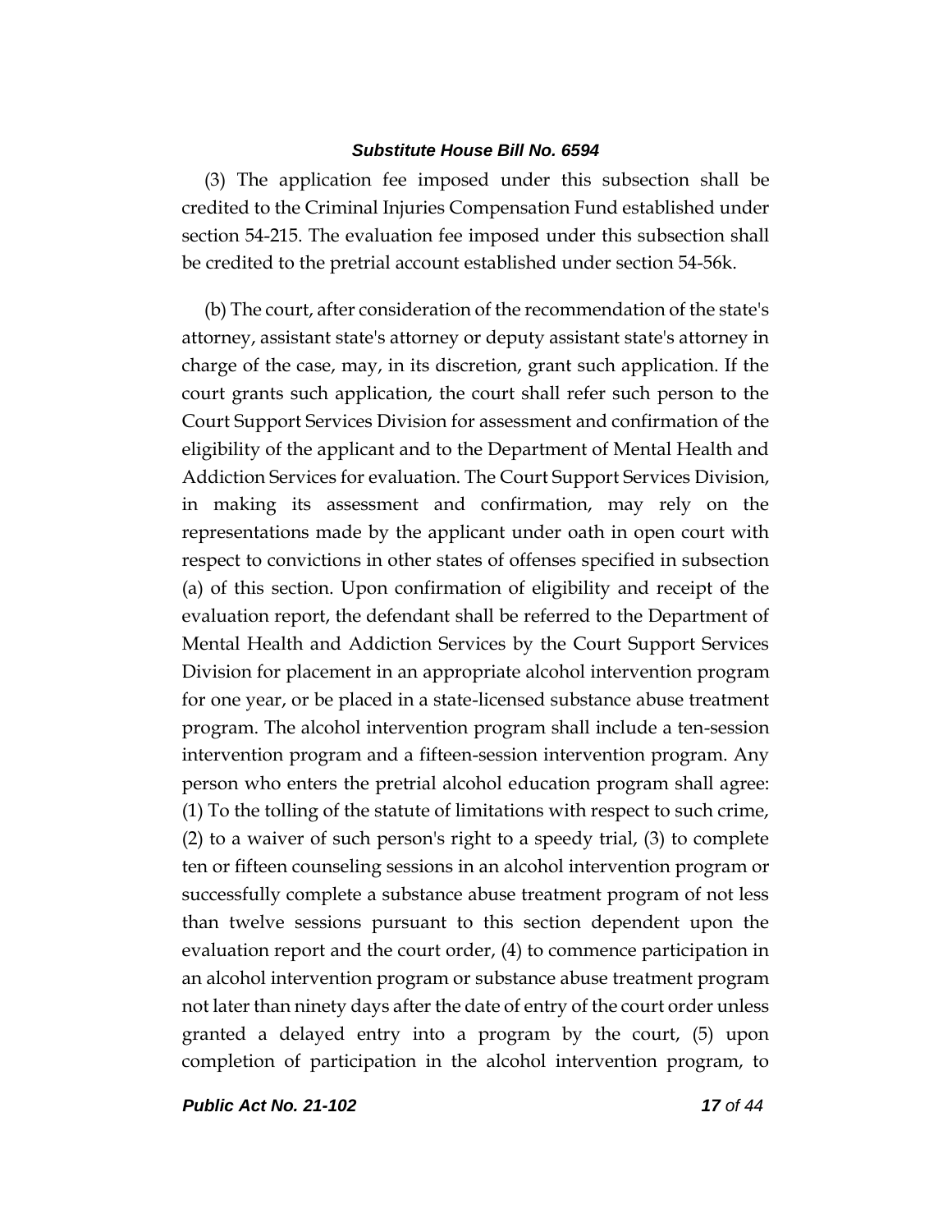(3) The application fee imposed under this subsection shall be credited to the Criminal Injuries Compensation Fund established under section 54-215. The evaluation fee imposed under this subsection shall be credited to the pretrial account established under section 54-56k.

(b) The court, after consideration of the recommendation of the state's attorney, assistant state's attorney or deputy assistant state's attorney in charge of the case, may, in its discretion, grant such application. If the court grants such application, the court shall refer such person to the Court Support Services Division for assessment and confirmation of the eligibility of the applicant and to the Department of Mental Health and Addiction Services for evaluation. The Court Support Services Division, in making its assessment and confirmation, may rely on the representations made by the applicant under oath in open court with respect to convictions in other states of offenses specified in subsection (a) of this section. Upon confirmation of eligibility and receipt of the evaluation report, the defendant shall be referred to the Department of Mental Health and Addiction Services by the Court Support Services Division for placement in an appropriate alcohol intervention program for one year, or be placed in a state-licensed substance abuse treatment program. The alcohol intervention program shall include a ten-session intervention program and a fifteen-session intervention program. Any person who enters the pretrial alcohol education program shall agree: (1) To the tolling of the statute of limitations with respect to such crime, (2) to a waiver of such person's right to a speedy trial, (3) to complete ten or fifteen counseling sessions in an alcohol intervention program or successfully complete a substance abuse treatment program of not less than twelve sessions pursuant to this section dependent upon the evaluation report and the court order, (4) to commence participation in an alcohol intervention program or substance abuse treatment program not later than ninety days after the date of entry of the court order unless granted a delayed entry into a program by the court, (5) upon completion of participation in the alcohol intervention program, to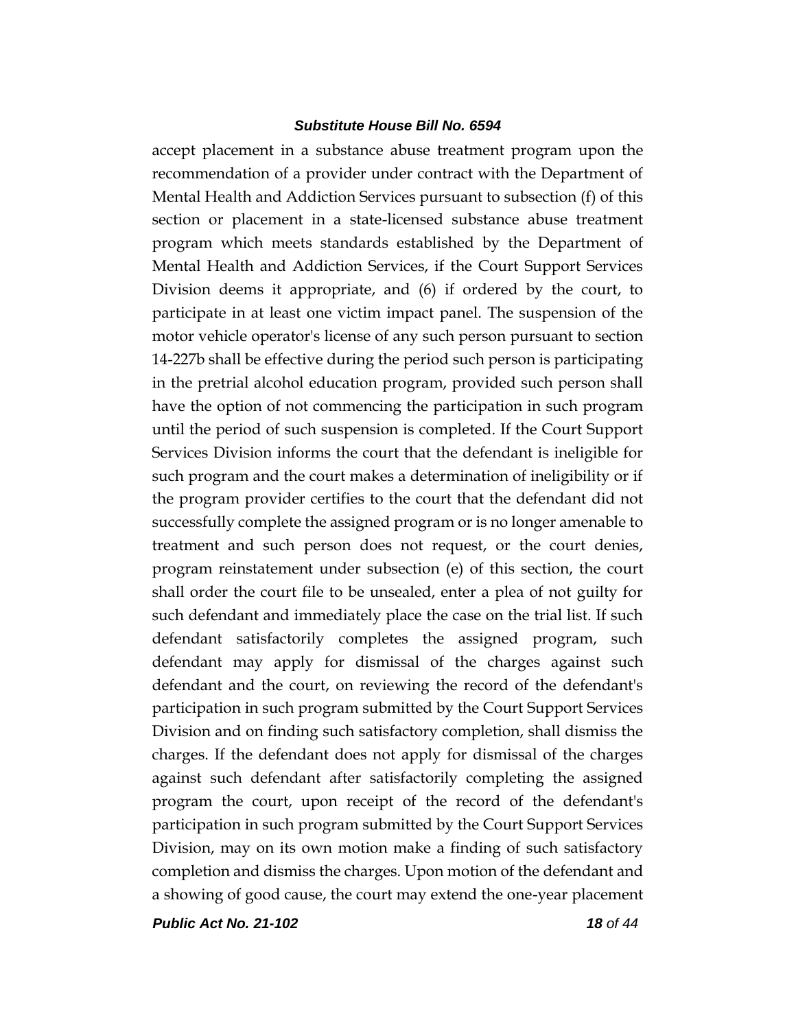accept placement in a substance abuse treatment program upon the recommendation of a provider under contract with the Department of Mental Health and Addiction Services pursuant to subsection (f) of this section or placement in a state-licensed substance abuse treatment program which meets standards established by the Department of Mental Health and Addiction Services, if the Court Support Services Division deems it appropriate, and (6) if ordered by the court, to participate in at least one victim impact panel. The suspension of the motor vehicle operator's license of any such person pursuant to section 14-227b shall be effective during the period such person is participating in the pretrial alcohol education program, provided such person shall have the option of not commencing the participation in such program until the period of such suspension is completed. If the Court Support Services Division informs the court that the defendant is ineligible for such program and the court makes a determination of ineligibility or if the program provider certifies to the court that the defendant did not successfully complete the assigned program or is no longer amenable to treatment and such person does not request, or the court denies, program reinstatement under subsection (e) of this section, the court shall order the court file to be unsealed, enter a plea of not guilty for such defendant and immediately place the case on the trial list. If such defendant satisfactorily completes the assigned program, such defendant may apply for dismissal of the charges against such defendant and the court, on reviewing the record of the defendant's participation in such program submitted by the Court Support Services Division and on finding such satisfactory completion, shall dismiss the charges. If the defendant does not apply for dismissal of the charges against such defendant after satisfactorily completing the assigned program the court, upon receipt of the record of the defendant's participation in such program submitted by the Court Support Services Division, may on its own motion make a finding of such satisfactory completion and dismiss the charges. Upon motion of the defendant and a showing of good cause, the court may extend the one-year placement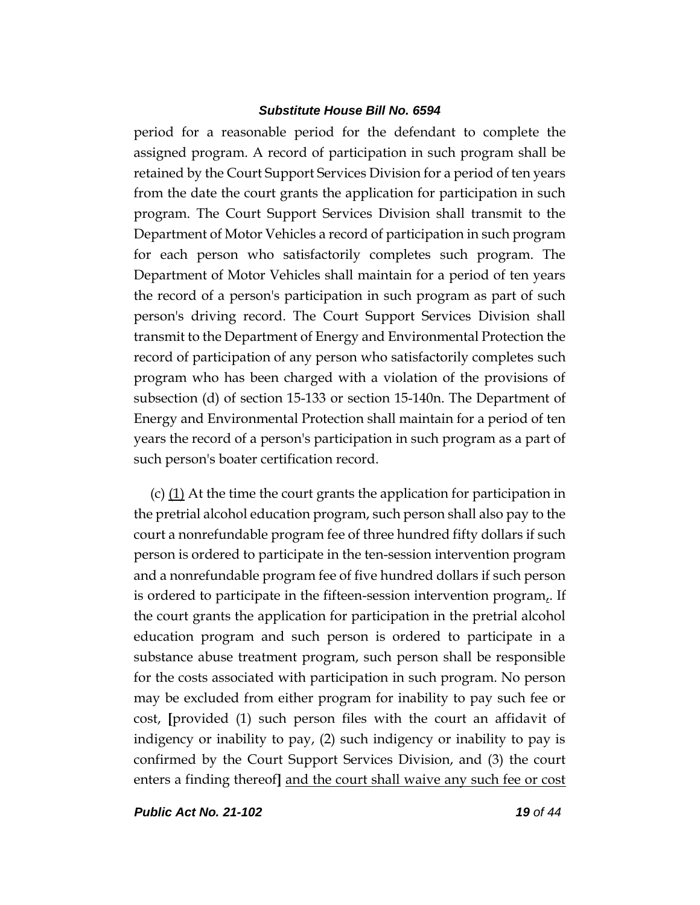period for a reasonable period for the defendant to complete the assigned program. A record of participation in such program shall be retained by the Court Support Services Division for a period of ten years from the date the court grants the application for participation in such program. The Court Support Services Division shall transmit to the Department of Motor Vehicles a record of participation in such program for each person who satisfactorily completes such program. The Department of Motor Vehicles shall maintain for a period of ten years the record of a person's participation in such program as part of such person's driving record. The Court Support Services Division shall transmit to the Department of Energy and Environmental Protection the record of participation of any person who satisfactorily completes such program who has been charged with a violation of the provisions of subsection (d) of section 15-133 or section 15-140n. The Department of Energy and Environmental Protection shall maintain for a period of ten years the record of a person's participation in such program as a part of such person's boater certification record.

(c) <u>(1)</u> At the time the court grants the application for participation in the pretrial alcohol education program, such person shall also pay to the court a nonrefundable program fee of three hundred fifty dollars if such person is ordered to participate in the ten-session intervention program and a nonrefundable program fee of five hundred dollars if such person is ordered to participate in the fifteen-session intervention program~~,~~. If the court grants the application for participation in the pretrial alcohol education program and such person is ordered to participate in a substance abuse treatment program, such person shall be responsible for the costs associated with participation in such program. No person may be excluded from either program for inability to pay such fee or cost, **[**provided (1) such person files with the court an affidavit of indigency or inability to pay, (2) such indigency or inability to pay is confirmed by the Court Support Services Division, and (3) the court enters a finding thereof**]** <u>and the court shall waive any such fee or cost</u>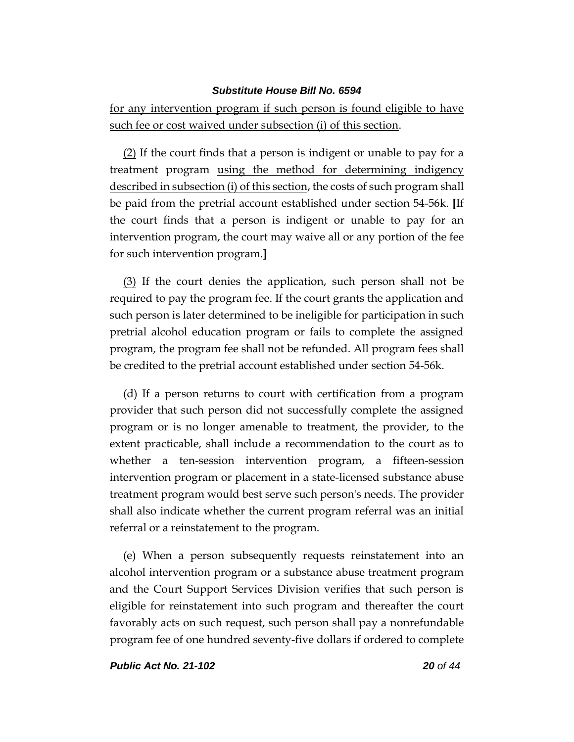for any intervention program if such person is found eligible to have such fee or cost waived under subsection (i) of this section.

(2) If the court finds that a person is indigent or unable to pay for a treatment program using the method for determining indigency described in subsection (i) of this section, the costs of such program shall be paid from the pretrial account established under section 54-56k. **[**If the court finds that a person is indigent or unable to pay for an intervention program, the court may waive all or any portion of the fee for such intervention program.**]**

(3) If the court denies the application, such person shall not be required to pay the program fee. If the court grants the application and such person is later determined to be ineligible for participation in such pretrial alcohol education program or fails to complete the assigned program, the program fee shall not be refunded. All program fees shall be credited to the pretrial account established under section 54-56k.

(d) If a person returns to court with certification from a program provider that such person did not successfully complete the assigned program or is no longer amenable to treatment, the provider, to the extent practicable, shall include a recommendation to the court as to whether a ten-session intervention program, a fifteen-session intervention program or placement in a state-licensed substance abuse treatment program would best serve such person's needs. The provider shall also indicate whether the current program referral was an initial referral or a reinstatement to the program.

(e) When a person subsequently requests reinstatement into an alcohol intervention program or a substance abuse treatment program and the Court Support Services Division verifies that such person is eligible for reinstatement into such program and thereafter the court favorably acts on such request, such person shall pay a nonrefundable program fee of one hundred seventy-five dollars if ordered to complete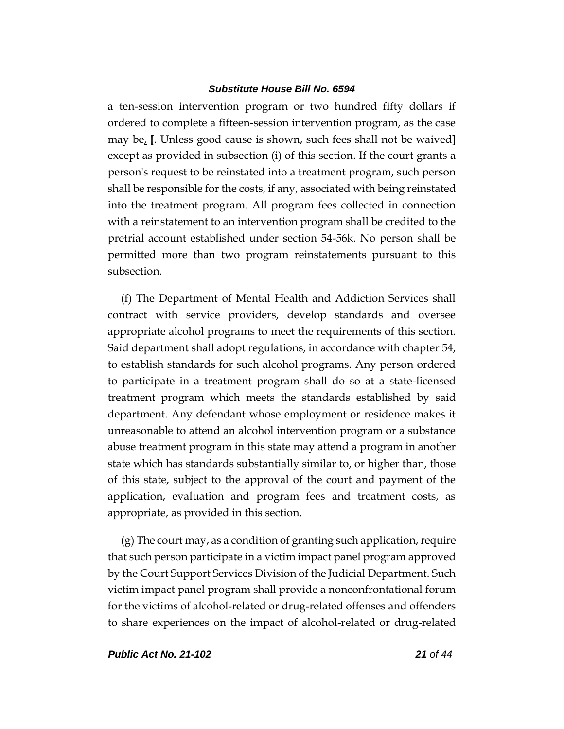a ten-session intervention program or two hundred fifty dollars if ordered to complete a fifteen-session intervention program, as the case may be, [. Unless good cause is shown, such fees shall not be waived] except as provided in subsection (i) of this section. If the court grants a person's request to be reinstated into a treatment program, such person shall be responsible for the costs, if any, associated with being reinstated into the treatment program. All program fees collected in connection with a reinstatement to an intervention program shall be credited to the pretrial account established under section 54-56k. No person shall be permitted more than two program reinstatements pursuant to this subsection.

(f) The Department of Mental Health and Addiction Services shall contract with service providers, develop standards and oversee appropriate alcohol programs to meet the requirements of this section. Said department shall adopt regulations, in accordance with chapter 54, to establish standards for such alcohol programs. Any person ordered to participate in a treatment program shall do so at a state-licensed treatment program which meets the standards established by said department. Any defendant whose employment or residence makes it unreasonable to attend an alcohol intervention program or a substance abuse treatment program in this state may attend a program in another state which has standards substantially similar to, or higher than, those of this state, subject to the approval of the court and payment of the application, evaluation and program fees and treatment costs, as appropriate, as provided in this section.

(g) The court may, as a condition of granting such application, require that such person participate in a victim impact panel program approved by the Court Support Services Division of the Judicial Department. Such victim impact panel program shall provide a nonconfrontational forum for the victims of alcohol-related or drug-related offenses and offenders to share experiences on the impact of alcohol-related or drug-related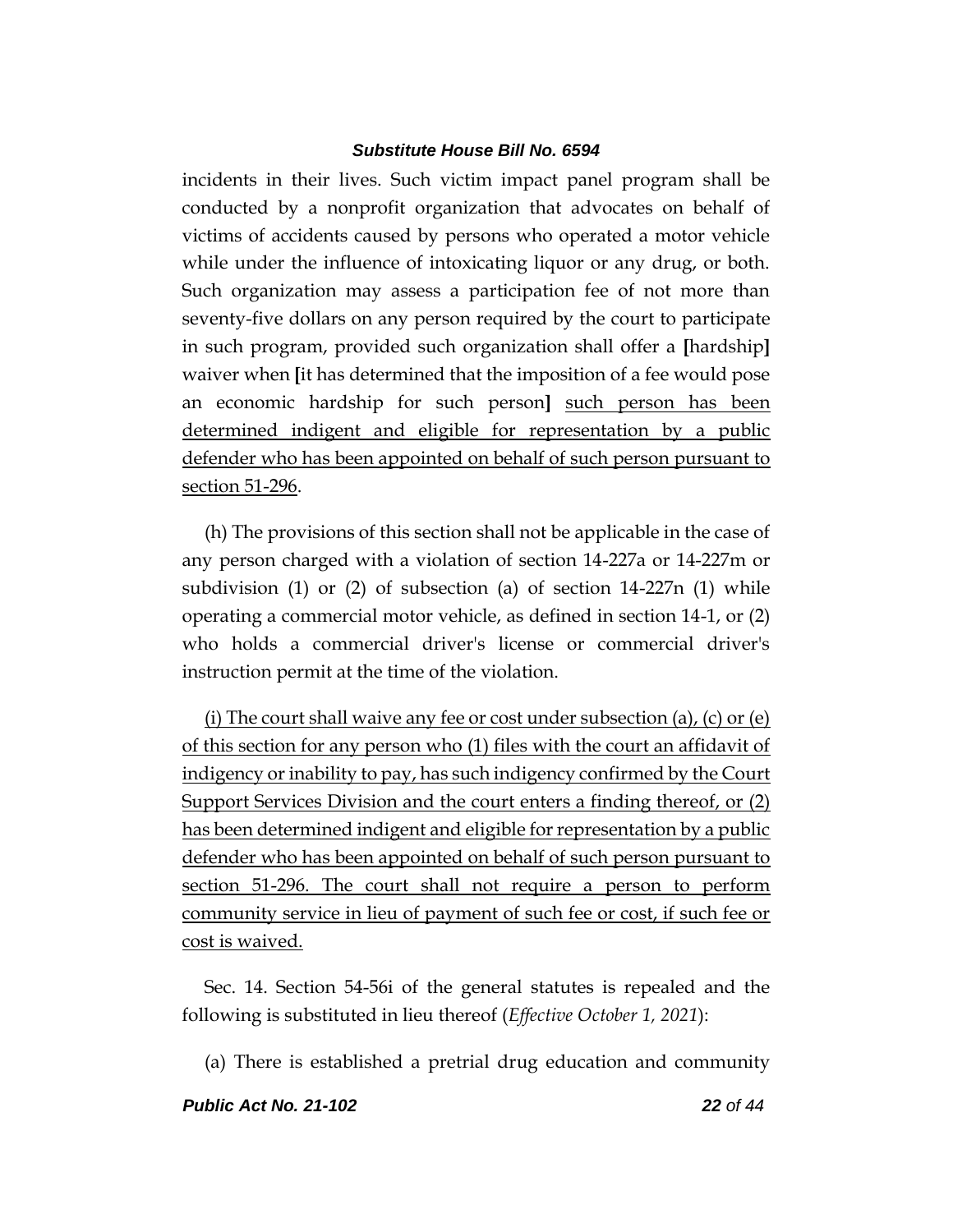incidents in their lives. Such victim impact panel program shall be conducted by a nonprofit organization that advocates on behalf of victims of accidents caused by persons who operated a motor vehicle while under the influence of intoxicating liquor or any drug, or both. Such organization may assess a participation fee of not more than seventy-five dollars on any person required by the court to participate in such program, provided such organization shall offer a **[**hardship**]** waiver when **[**it has determined that the imposition of a fee would pose an economic hardship for such person**]** <u>such person has been determined indigent and eligible for representation by a public defender who has been appointed on behalf of such person pursuant to section 51-296</u>.

(h) The provisions of this section shall not be applicable in the case of any person charged with a violation of section 14-227a or 14-227m or subdivision (1) or (2) of subsection (a) of section 14-227n (1) while operating a commercial motor vehicle, as defined in section 14-1, or (2) who holds a commercial driver's license or commercial driver's instruction permit at the time of the violation.

<u>(i) The court shall waive any fee or cost under subsection (a), (c) or (e) of this section for any person who (1) files with the court an affidavit of indigency or inability to pay, has such indigency confirmed by the Court Support Services Division and the court enters a finding thereof, or (2) has been determined indigent and eligible for representation by a public defender who has been appointed on behalf of such person pursuant to section 51-296. The court shall not require a person to perform community service in lieu of payment of such fee or cost, if such fee or cost is waived.</u>

Sec. 14. Section 54-56i of the general statutes is repealed and the following is substituted in lieu thereof (*Effective October 1, 2021*):

(a) There is established a pretrial drug education and community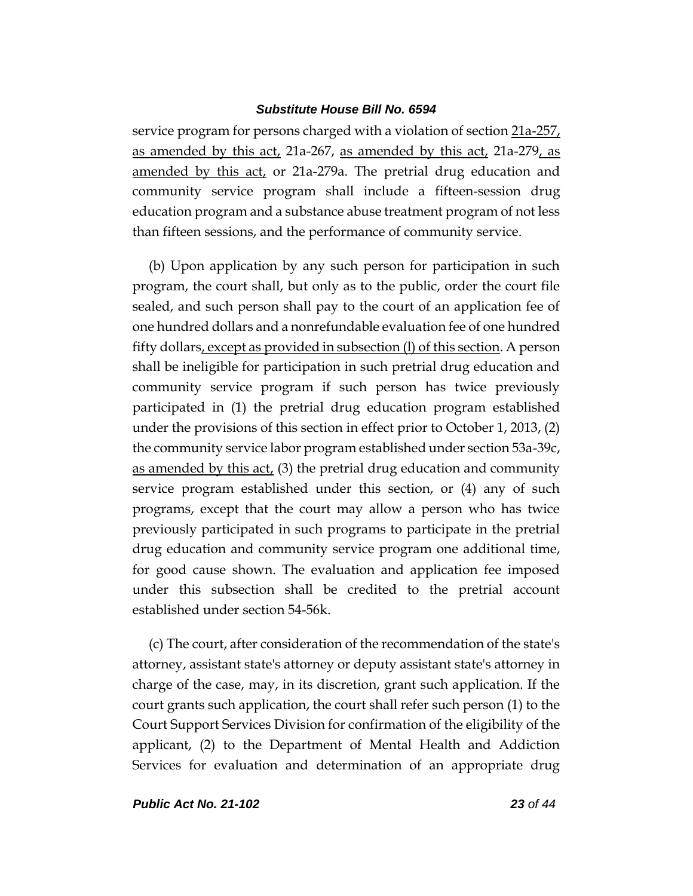service program for persons charged with a violation of section 21a-257, as amended by this act, 21a-267, as amended by this act, 21a-279, as amended by this act, or 21a-279a. The pretrial drug education and community service program shall include a fifteen-session drug education program and a substance abuse treatment program of not less than fifteen sessions, and the performance of community service.

(b) Upon application by any such person for participation in such program, the court shall, but only as to the public, order the court file sealed, and such person shall pay to the court of an application fee of one hundred dollars and a nonrefundable evaluation fee of one hundred fifty dollars, except as provided in subsection (l) of this section. A person shall be ineligible for participation in such pretrial drug education and community service program if such person has twice previously participated in (1) the pretrial drug education program established under the provisions of this section in effect prior to October 1, 2013, (2) the community service labor program established under section 53a-39c, as amended by this act, (3) the pretrial drug education and community service program established under this section, or (4) any of such programs, except that the court may allow a person who has twice previously participated in such programs to participate in the pretrial drug education and community service program one additional time, for good cause shown. The evaluation and application fee imposed under this subsection shall be credited to the pretrial account established under section 54-56k.

(c) The court, after consideration of the recommendation of the state's attorney, assistant state's attorney or deputy assistant state's attorney in charge of the case, may, in its discretion, grant such application. If the court grants such application, the court shall refer such person (1) to the Court Support Services Division for confirmation of the eligibility of the applicant, (2) to the Department of Mental Health and Addiction Services for evaluation and determination of an appropriate drug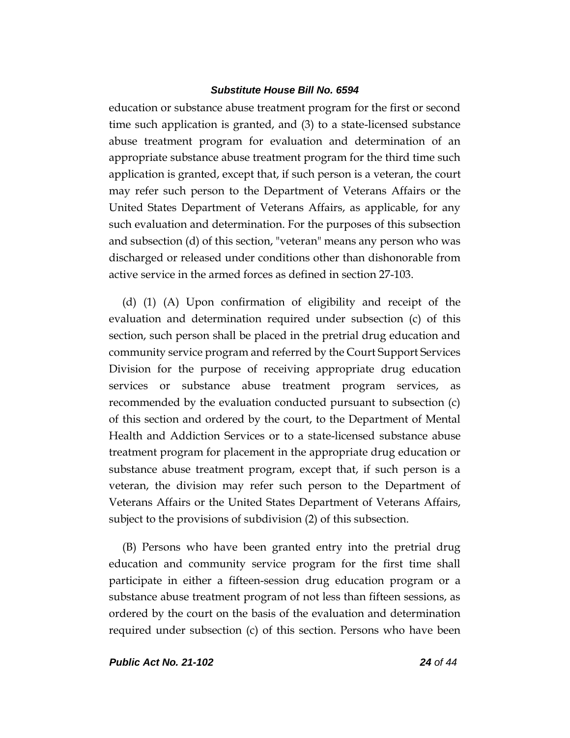education or substance abuse treatment program for the first or second time such application is granted, and (3) to a state-licensed substance abuse treatment program for evaluation and determination of an appropriate substance abuse treatment program for the third time such application is granted, except that, if such person is a veteran, the court may refer such person to the Department of Veterans Affairs or the United States Department of Veterans Affairs, as applicable, for any such evaluation and determination. For the purposes of this subsection and subsection (d) of this section, "veteran" means any person who was discharged or released under conditions other than dishonorable from active service in the armed forces as defined in section 27-103.

(d) (1) (A) Upon confirmation of eligibility and receipt of the evaluation and determination required under subsection (c) of this section, such person shall be placed in the pretrial drug education and community service program and referred by the Court Support Services Division for the purpose of receiving appropriate drug education services or substance abuse treatment program services, as recommended by the evaluation conducted pursuant to subsection (c) of this section and ordered by the court, to the Department of Mental Health and Addiction Services or to a state-licensed substance abuse treatment program for placement in the appropriate drug education or substance abuse treatment program, except that, if such person is a veteran, the division may refer such person to the Department of Veterans Affairs or the United States Department of Veterans Affairs, subject to the provisions of subdivision (2) of this subsection.

(B) Persons who have been granted entry into the pretrial drug education and community service program for the first time shall participate in either a fifteen-session drug education program or a substance abuse treatment program of not less than fifteen sessions, as ordered by the court on the basis of the evaluation and determination required under subsection (c) of this section. Persons who have been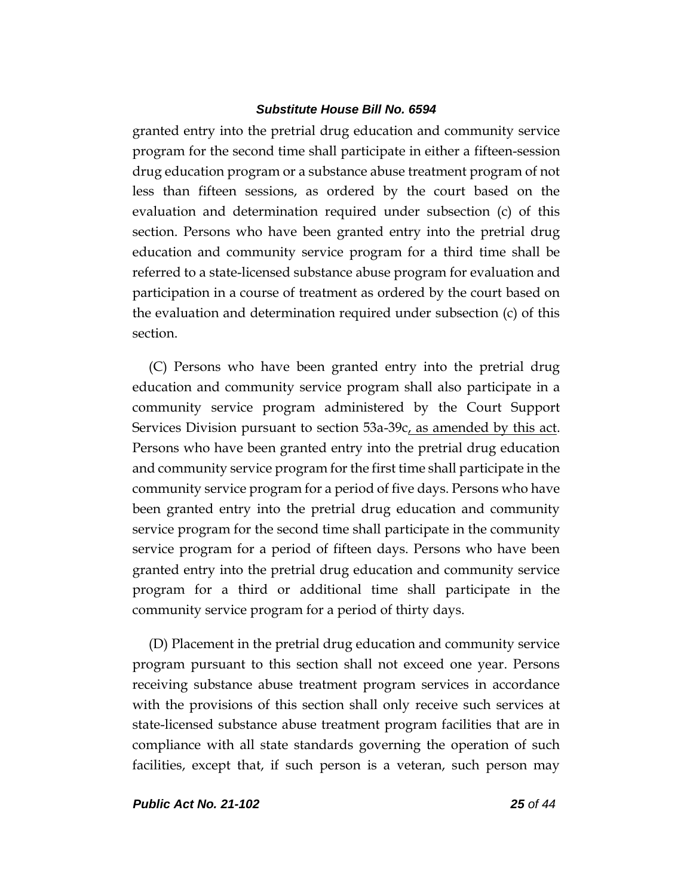granted entry into the pretrial drug education and community service program for the second time shall participate in either a fifteen-session drug education program or a substance abuse treatment program of not less than fifteen sessions, as ordered by the court based on the evaluation and determination required under subsection (c) of this section. Persons who have been granted entry into the pretrial drug education and community service program for a third time shall be referred to a state-licensed substance abuse program for evaluation and participation in a course of treatment as ordered by the court based on the evaluation and determination required under subsection (c) of this section.

(C) Persons who have been granted entry into the pretrial drug education and community service program shall also participate in a community service program administered by the Court Support Services Division pursuant to section 53a-39c, as amended by this act. Persons who have been granted entry into the pretrial drug education and community service program for the first time shall participate in the community service program for a period of five days. Persons who have been granted entry into the pretrial drug education and community service program for the second time shall participate in the community service program for a period of fifteen days. Persons who have been granted entry into the pretrial drug education and community service program for a third or additional time shall participate in the community service program for a period of thirty days.

(D) Placement in the pretrial drug education and community service program pursuant to this section shall not exceed one year. Persons receiving substance abuse treatment program services in accordance with the provisions of this section shall only receive such services at state-licensed substance abuse treatment program facilities that are in compliance with all state standards governing the operation of such facilities, except that, if such person is a veteran, such person may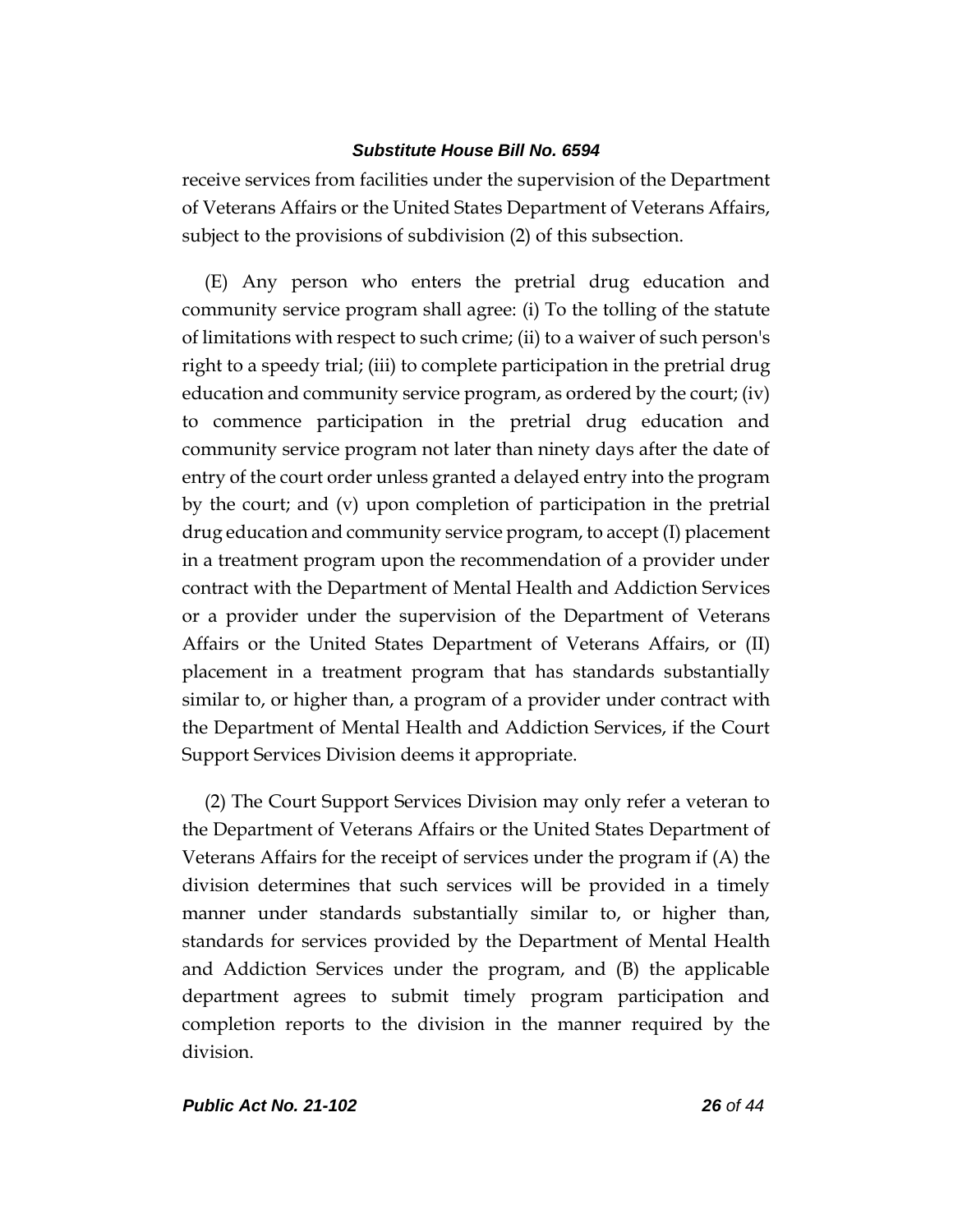receive services from facilities under the supervision of the Department of Veterans Affairs or the United States Department of Veterans Affairs, subject to the provisions of subdivision (2) of this subsection.

(E) Any person who enters the pretrial drug education and community service program shall agree: (i) To the tolling of the statute of limitations with respect to such crime; (ii) to a waiver of such person's right to a speedy trial; (iii) to complete participation in the pretrial drug education and community service program, as ordered by the court; (iv) to commence participation in the pretrial drug education and community service program not later than ninety days after the date of entry of the court order unless granted a delayed entry into the program by the court; and (v) upon completion of participation in the pretrial drug education and community service program, to accept (I) placement in a treatment program upon the recommendation of a provider under contract with the Department of Mental Health and Addiction Services or a provider under the supervision of the Department of Veterans Affairs or the United States Department of Veterans Affairs, or (II) placement in a treatment program that has standards substantially similar to, or higher than, a program of a provider under contract with the Department of Mental Health and Addiction Services, if the Court Support Services Division deems it appropriate.

(2) The Court Support Services Division may only refer a veteran to the Department of Veterans Affairs or the United States Department of Veterans Affairs for the receipt of services under the program if (A) the division determines that such services will be provided in a timely manner under standards substantially similar to, or higher than, standards for services provided by the Department of Mental Health and Addiction Services under the program, and (B) the applicable department agrees to submit timely program participation and completion reports to the division in the manner required by the division.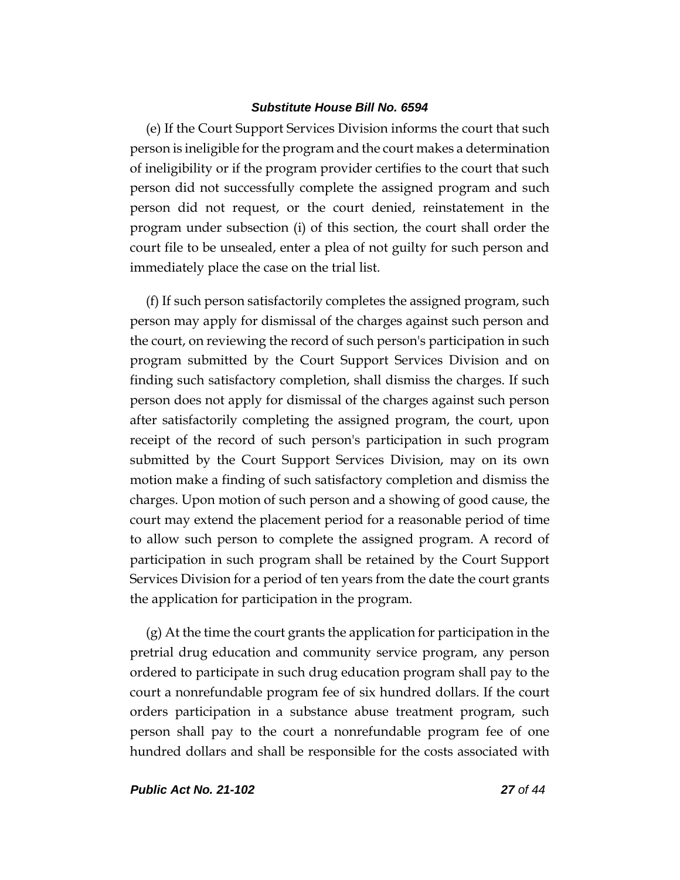(e) If the Court Support Services Division informs the court that such person is ineligible for the program and the court makes a determination of ineligibility or if the program provider certifies to the court that such person did not successfully complete the assigned program and such person did not request, or the court denied, reinstatement in the program under subsection (i) of this section, the court shall order the court file to be unsealed, enter a plea of not guilty for such person and immediately place the case on the trial list.

(f) If such person satisfactorily completes the assigned program, such person may apply for dismissal of the charges against such person and the court, on reviewing the record of such person's participation in such program submitted by the Court Support Services Division and on finding such satisfactory completion, shall dismiss the charges. If such person does not apply for dismissal of the charges against such person after satisfactorily completing the assigned program, the court, upon receipt of the record of such person's participation in such program submitted by the Court Support Services Division, may on its own motion make a finding of such satisfactory completion and dismiss the charges. Upon motion of such person and a showing of good cause, the court may extend the placement period for a reasonable period of time to allow such person to complete the assigned program. A record of participation in such program shall be retained by the Court Support Services Division for a period of ten years from the date the court grants the application for participation in the program.

(g) At the time the court grants the application for participation in the pretrial drug education and community service program, any person ordered to participate in such drug education program shall pay to the court a nonrefundable program fee of six hundred dollars. If the court orders participation in a substance abuse treatment program, such person shall pay to the court a nonrefundable program fee of one hundred dollars and shall be responsible for the costs associated with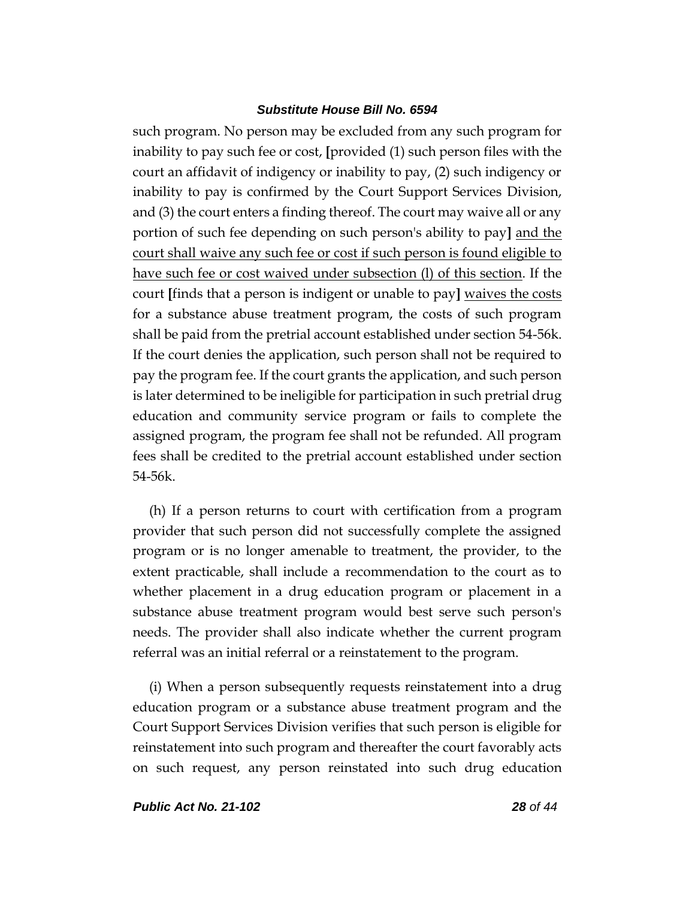such program. No person may be excluded from any such program for inability to pay such fee or cost, **[**provided (1) such person files with the court an affidavit of indigency or inability to pay, (2) such indigency or inability to pay is confirmed by the Court Support Services Division, and (3) the court enters a finding thereof. The court may waive all or any portion of such fee depending on such person's ability to pay**]** <u>and the court shall waive any such fee or cost if such person is found eligible to have such fee or cost waived under subsection (l) of this section</u>. If the court **[**finds that a person is indigent or unable to pay**]** <u>waives the costs</u> for a substance abuse treatment program, the costs of such program shall be paid from the pretrial account established under section 54-56k. If the court denies the application, such person shall not be required to pay the program fee. If the court grants the application, and such person is later determined to be ineligible for participation in such pretrial drug education and community service program or fails to complete the assigned program, the program fee shall not be refunded. All program fees shall be credited to the pretrial account established under section 54-56k.

(h) If a person returns to court with certification from a program provider that such person did not successfully complete the assigned program or is no longer amenable to treatment, the provider, to the extent practicable, shall include a recommendation to the court as to whether placement in a drug education program or placement in a substance abuse treatment program would best serve such person's needs. The provider shall also indicate whether the current program referral was an initial referral or a reinstatement to the program.

(i) When a person subsequently requests reinstatement into a drug education program or a substance abuse treatment program and the Court Support Services Division verifies that such person is eligible for reinstatement into such program and thereafter the court favorably acts on such request, any person reinstated into such drug education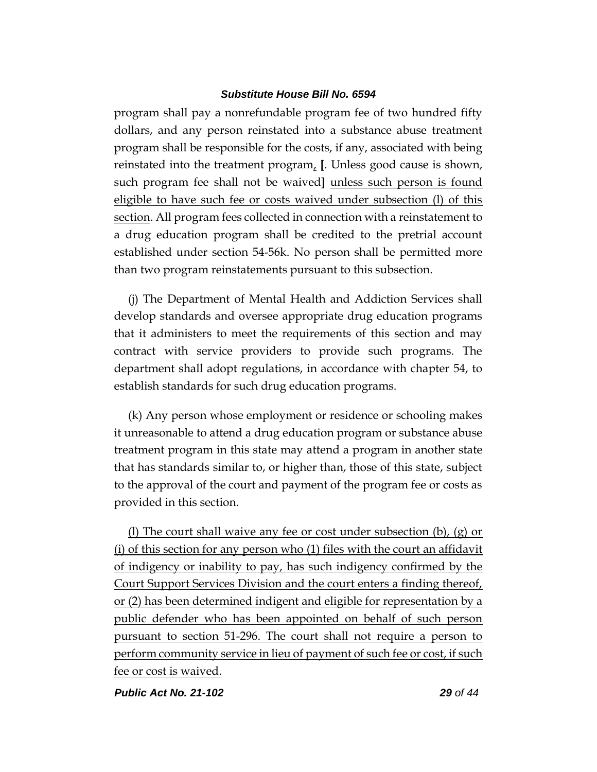program shall pay a nonrefundable program fee of two hundred fifty dollars, and any person reinstated into a substance abuse treatment program shall be responsible for the costs, if any, associated with being reinstated into the treatment program, [. Unless good cause is shown, such program fee shall not be waived] unless such person is found eligible to have such fee or costs waived under subsection (l) of this section. All program fees collected in connection with a reinstatement to a drug education program shall be credited to the pretrial account established under section 54-56k. No person shall be permitted more than two program reinstatements pursuant to this subsection.

(j) The Department of Mental Health and Addiction Services shall develop standards and oversee appropriate drug education programs that it administers to meet the requirements of this section and may contract with service providers to provide such programs. The department shall adopt regulations, in accordance with chapter 54, to establish standards for such drug education programs.

(k) Any person whose employment or residence or schooling makes it unreasonable to attend a drug education program or substance abuse treatment program in this state may attend a program in another state that has standards similar to, or higher than, those of this state, subject to the approval of the court and payment of the program fee or costs as provided in this section.

(l) The court shall waive any fee or cost under subsection (b), (g) or (i) of this section for any person who (1) files with the court an affidavit of indigency or inability to pay, has such indigency confirmed by the Court Support Services Division and the court enters a finding thereof, or (2) has been determined indigent and eligible for representation by a public defender who has been appointed on behalf of such person pursuant to section 51-296. The court shall not require a person to perform community service in lieu of payment of such fee or cost, if such fee or cost is waived.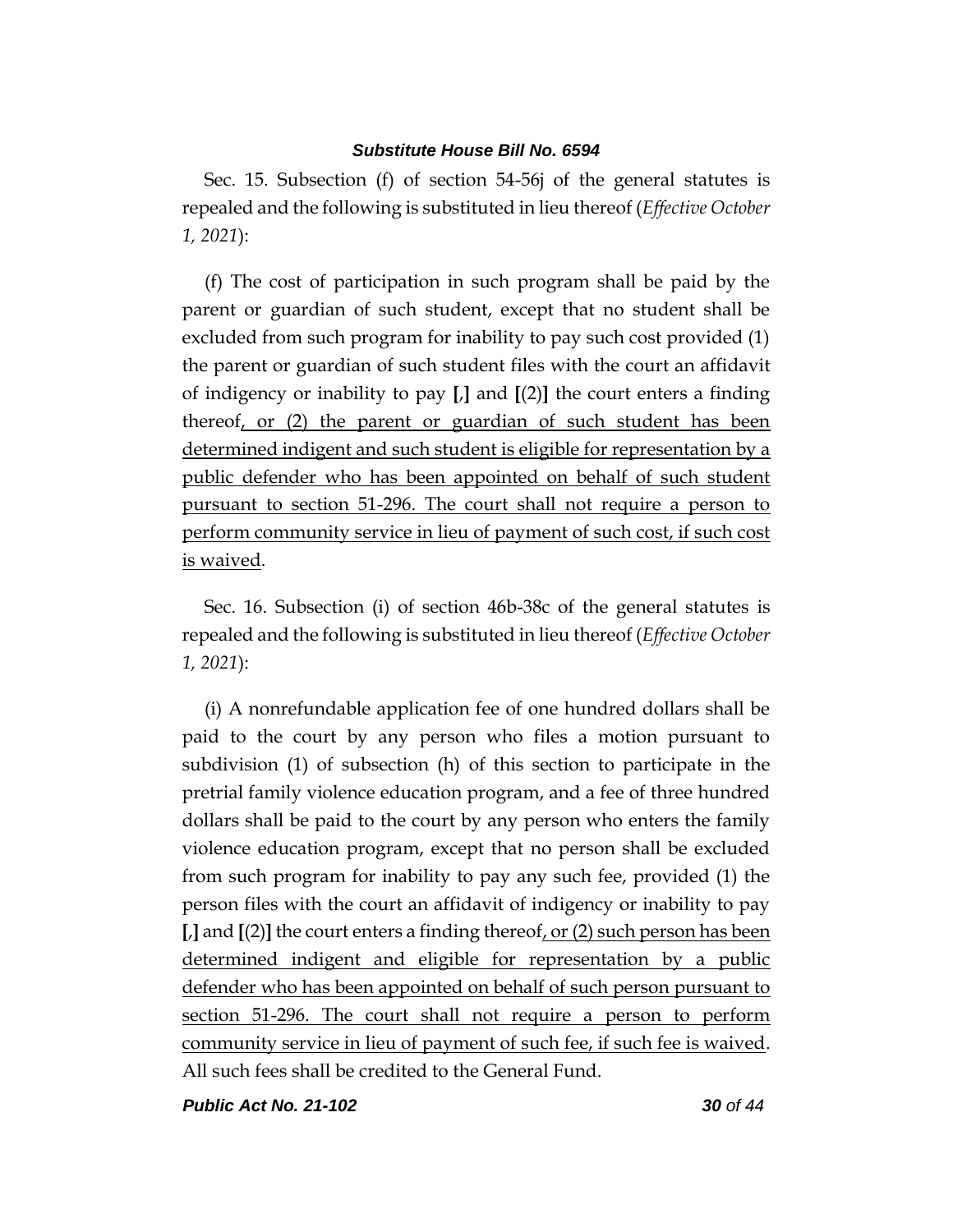Sec. 15. Subsection (f) of section 54-56j of the general statutes is repealed and the following is substituted in lieu thereof (*Effective October 1, 2021*):

(f) The cost of participation in such program shall be paid by the parent or guardian of such student, except that no student shall be excluded from such program for inability to pay such cost provided (1) the parent or guardian of such student files with the court an affidavit of indigency or inability to pay **[**,**]** and **[**(2)**]** the court enters a finding thereof<u>, or (2) the parent or guardian of such student has been determined indigent and such student is eligible for representation by a public defender who has been appointed on behalf of such student pursuant to section 51-296. The court shall not require a person to perform community service in lieu of payment of such cost, if such cost is waived</u>.

Sec. 16. Subsection (i) of section 46b-38c of the general statutes is repealed and the following is substituted in lieu thereof (*Effective October 1, 2021*):

(i) A nonrefundable application fee of one hundred dollars shall be paid to the court by any person who files a motion pursuant to subdivision (1) of subsection (h) of this section to participate in the pretrial family violence education program, and a fee of three hundred dollars shall be paid to the court by any person who enters the family violence education program, except that no person shall be excluded from such program for inability to pay any such fee, provided (1) the person files with the court an affidavit of indigency or inability to pay **[**,**]** and **[**(2)**]** the court enters a finding thereof<u>, or (2) such person has been determined indigent and eligible for representation by a public defender who has been appointed on behalf of such person pursuant to section 51-296. The court shall not require a person to perform community service in lieu of payment of such fee, if such fee is waived</u>. All such fees shall be credited to the General Fund.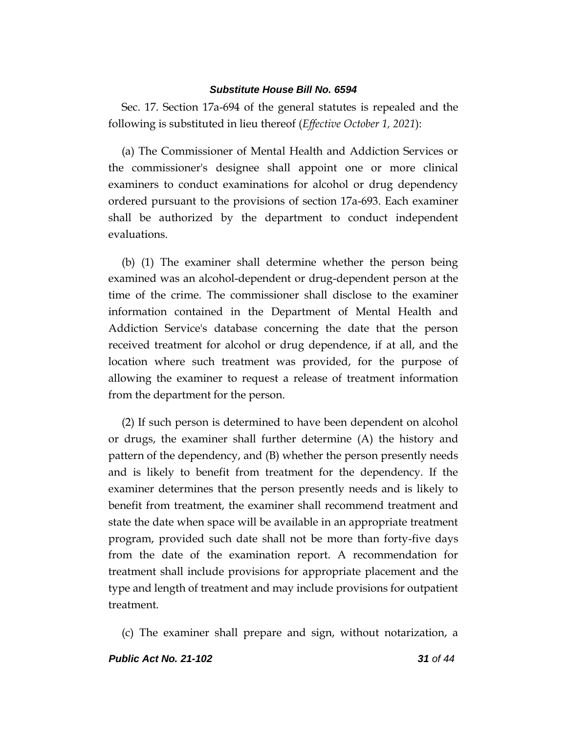Sec. 17. Section 17a-694 of the general statutes is repealed and the following is substituted in lieu thereof (*Effective October 1, 2021*):

(a) The Commissioner of Mental Health and Addiction Services or the commissioner's designee shall appoint one or more clinical examiners to conduct examinations for alcohol or drug dependency ordered pursuant to the provisions of section 17a-693. Each examiner shall be authorized by the department to conduct independent evaluations.

(b) (1) The examiner shall determine whether the person being examined was an alcohol-dependent or drug-dependent person at the time of the crime. The commissioner shall disclose to the examiner information contained in the Department of Mental Health and Addiction Service's database concerning the date that the person received treatment for alcohol or drug dependence, if at all, and the location where such treatment was provided, for the purpose of allowing the examiner to request a release of treatment information from the department for the person.

(2) If such person is determined to have been dependent on alcohol or drugs, the examiner shall further determine (A) the history and pattern of the dependency, and (B) whether the person presently needs and is likely to benefit from treatment for the dependency. If the examiner determines that the person presently needs and is likely to benefit from treatment, the examiner shall recommend treatment and state the date when space will be available in an appropriate treatment program, provided such date shall not be more than forty-five days from the date of the examination report. A recommendation for treatment shall include provisions for appropriate placement and the type and length of treatment and may include provisions for outpatient treatment.

(c) The examiner shall prepare and sign, without notarization, a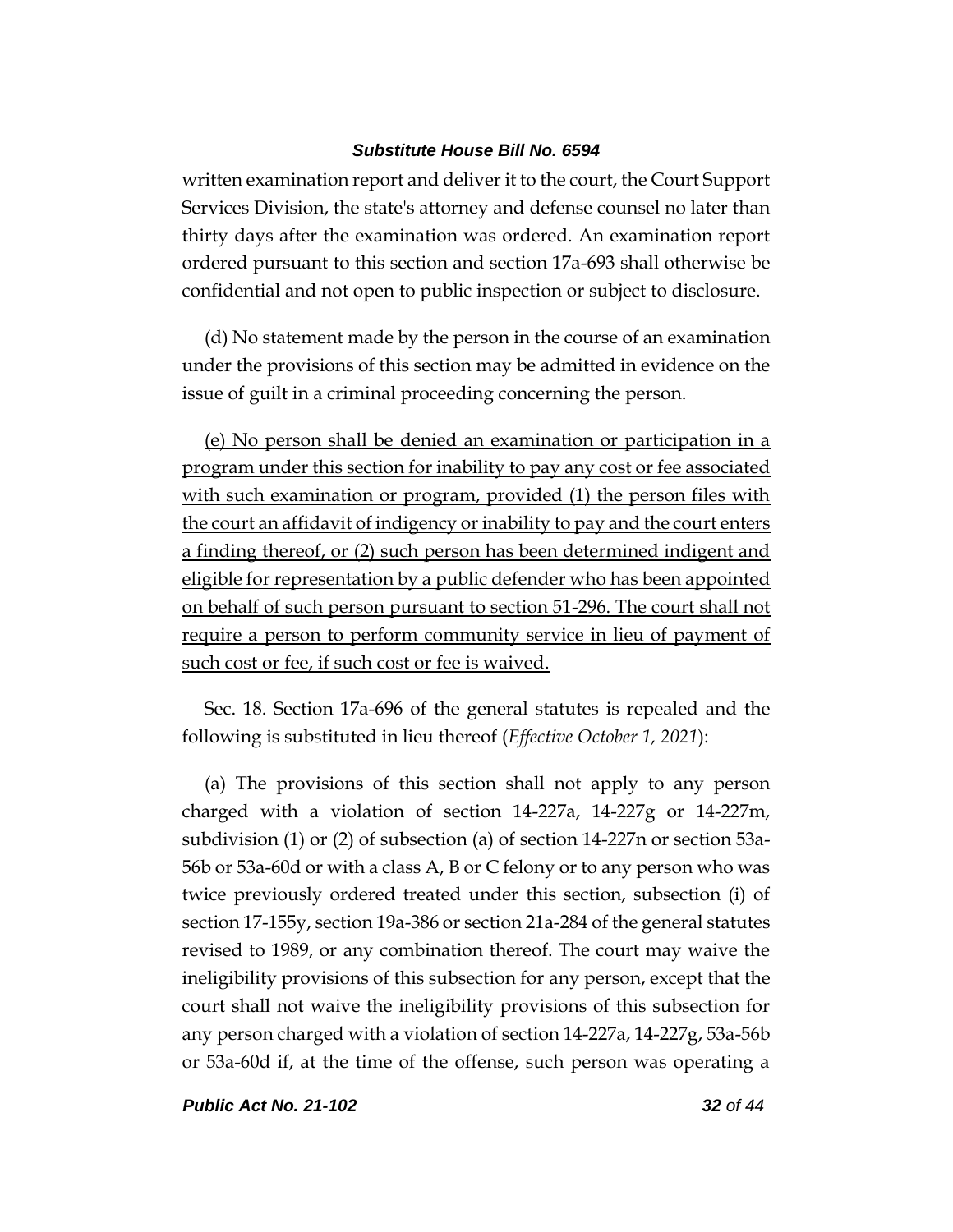written examination report and deliver it to the court, the Court Support Services Division, the state's attorney and defense counsel no later than thirty days after the examination was ordered. An examination report ordered pursuant to this section and section 17a-693 shall otherwise be confidential and not open to public inspection or subject to disclosure.

(d) No statement made by the person in the course of an examination under the provisions of this section may be admitted in evidence on the issue of guilt in a criminal proceeding concerning the person.

<u>(e) No person shall be denied an examination or participation in a program under this section for inability to pay any cost or fee associated with such examination or program, provided (1) the person files with the court an affidavit of indigency or inability to pay and the court enters a finding thereof, or (2) such person has been determined indigent and eligible for representation by a public defender who has been appointed on behalf of such person pursuant to section 51-296. The court shall not require a person to perform community service in lieu of payment of such cost or fee, if such cost or fee is waived.</u>

Sec. 18. Section 17a-696 of the general statutes is repealed and the following is substituted in lieu thereof (*Effective October 1, 2021*):

(a) The provisions of this section shall not apply to any person charged with a violation of section 14-227a, 14-227g or 14-227m, subdivision (1) or (2) of subsection (a) of section 14-227n or section 53a-56b or 53a-60d or with a class A, B or C felony or to any person who was twice previously ordered treated under this section, subsection (i) of section 17-155y, section 19a-386 or section 21a-284 of the general statutes revised to 1989, or any combination thereof. The court may waive the ineligibility provisions of this subsection for any person, except that the court shall not waive the ineligibility provisions of this subsection for any person charged with a violation of section 14-227a, 14-227g, 53a-56b or 53a-60d if, at the time of the offense, such person was operating a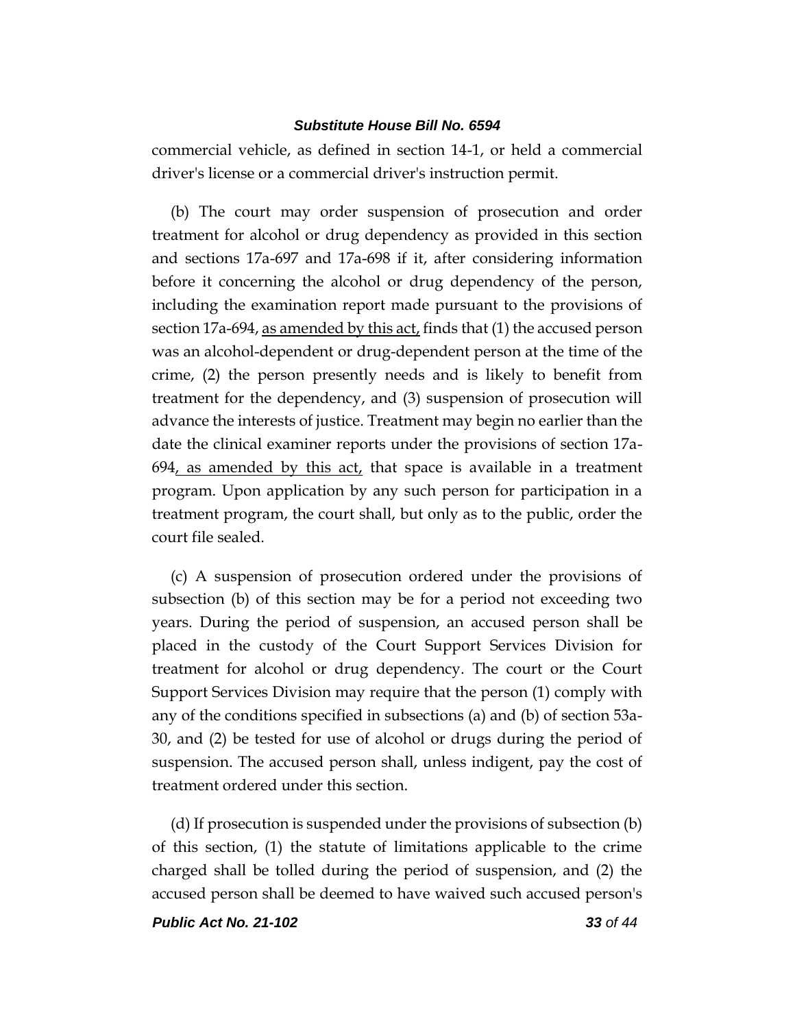commercial vehicle, as defined in section 14-1, or held a commercial driver's license or a commercial driver's instruction permit.

(b) The court may order suspension of prosecution and order treatment for alcohol or drug dependency as provided in this section and sections 17a-697 and 17a-698 if it, after considering information before it concerning the alcohol or drug dependency of the person, including the examination report made pursuant to the provisions of section 17a-694, as amended by this act, finds that (1) the accused person was an alcohol-dependent or drug-dependent person at the time of the crime, (2) the person presently needs and is likely to benefit from treatment for the dependency, and (3) suspension of prosecution will advance the interests of justice. Treatment may begin no earlier than the date the clinical examiner reports under the provisions of section 17a-694, as amended by this act, that space is available in a treatment program. Upon application by any such person for participation in a treatment program, the court shall, but only as to the public, order the court file sealed.

(c) A suspension of prosecution ordered under the provisions of subsection (b) of this section may be for a period not exceeding two years. During the period of suspension, an accused person shall be placed in the custody of the Court Support Services Division for treatment for alcohol or drug dependency. The court or the Court Support Services Division may require that the person (1) comply with any of the conditions specified in subsections (a) and (b) of section 53a-30, and (2) be tested for use of alcohol or drugs during the period of suspension. The accused person shall, unless indigent, pay the cost of treatment ordered under this section.

(d) If prosecution is suspended under the provisions of subsection (b) of this section, (1) the statute of limitations applicable to the crime charged shall be tolled during the period of suspension, and (2) the accused person shall be deemed to have waived such accused person's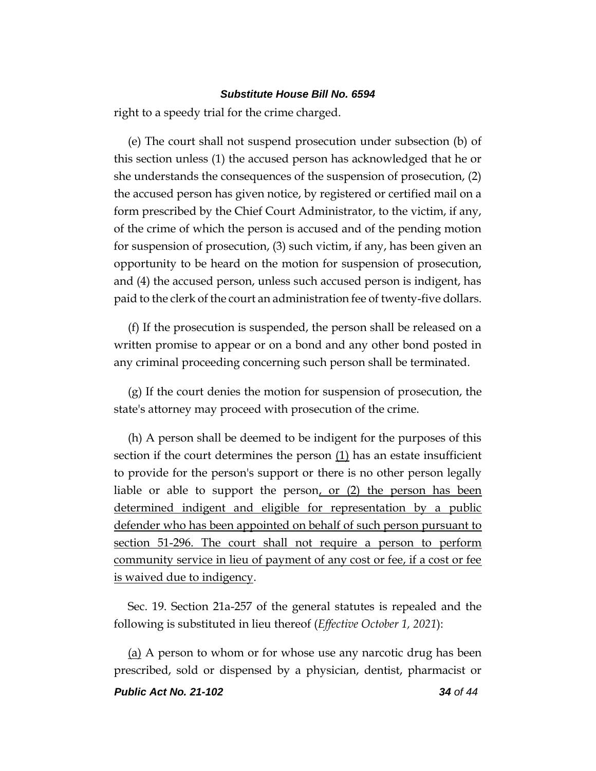right to a speedy trial for the crime charged.

(e) The court shall not suspend prosecution under subsection (b) of this section unless (1) the accused person has acknowledged that he or she understands the consequences of the suspension of prosecution, (2) the accused person has given notice, by registered or certified mail on a form prescribed by the Chief Court Administrator, to the victim, if any, of the crime of which the person is accused and of the pending motion for suspension of prosecution, (3) such victim, if any, has been given an opportunity to be heard on the motion for suspension of prosecution, and (4) the accused person, unless such accused person is indigent, has paid to the clerk of the court an administration fee of twenty-five dollars.

(f) If the prosecution is suspended, the person shall be released on a written promise to appear or on a bond and any other bond posted in any criminal proceeding concerning such person shall be terminated.

(g) If the court denies the motion for suspension of prosecution, the state's attorney may proceed with prosecution of the crime.

(h) A person shall be deemed to be indigent for the purposes of this section if the court determines the person <u>(1)</u> has an estate insufficient to provide for the person's support or there is no other person legally liable or able to support the person<u>, or (2) the person has been determined indigent and eligible for representation by a public defender who has been appointed on behalf of such person pursuant to section 51-296. The court shall not require a person to perform community service in lieu of payment of any cost or fee, if a cost or fee is waived due to indigency</u>.

Sec. 19. Section 21a-257 of the general statutes is repealed and the following is substituted in lieu thereof (*Effective October 1, 2021*):

<u>(a)</u> A person to whom or for whose use any narcotic drug has been prescribed, sold or dispensed by a physician, dentist, pharmacist or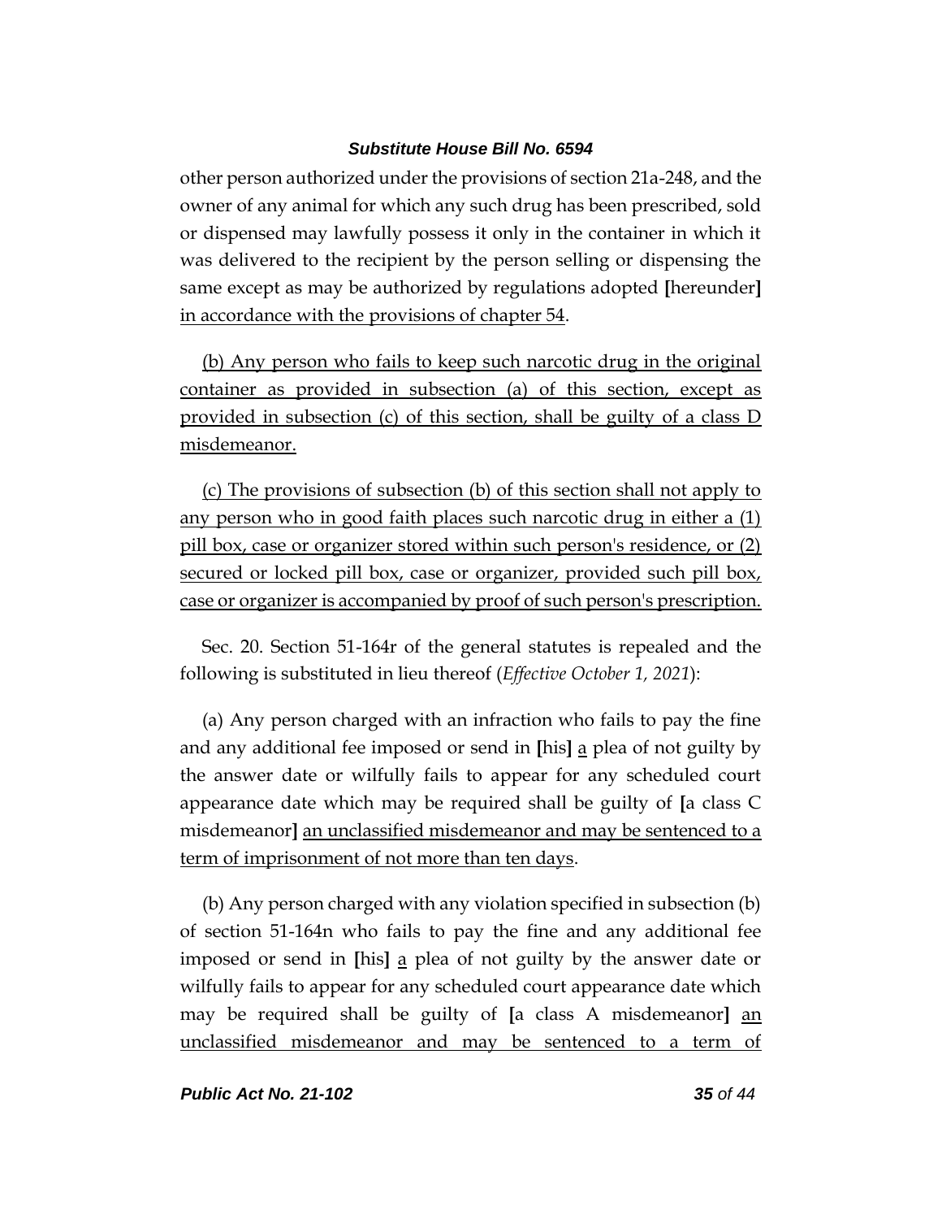other person authorized under the provisions of section 21a-248, and the owner of any animal for which any such drug has been prescribed, sold or dispensed may lawfully possess it only in the container in which it was delivered to the recipient by the person selling or dispensing the same except as may be authorized by regulations adopted [hereunder] <u>in accordance with the provisions of chapter 54</u>.

<u>(b) Any person who fails to keep such narcotic drug in the original container as provided in subsection (a) of this section, except as provided in subsection (c) of this section, shall be guilty of a class D misdemeanor.</u>

<u>(c) The provisions of subsection (b) of this section shall not apply to any person who in good faith places such narcotic drug in either a (1) pill box, case or organizer stored within such person's residence, or (2) secured or locked pill box, case or organizer, provided such pill box, case or organizer is accompanied by proof of such person's prescription.</u>

Sec. 20. Section 51-164r of the general statutes is repealed and the following is substituted in lieu thereof (*Effective October 1, 2021*):

(a) Any person charged with an infraction who fails to pay the fine and any additional fee imposed or send in [his] <u>a</u> plea of not guilty by the answer date or wilfully fails to appear for any scheduled court appearance date which may be required shall be guilty of [a class C misdemeanor] <u>an unclassified misdemeanor and may be sentenced to a term of imprisonment of not more than ten days</u>.

(b) Any person charged with any violation specified in subsection (b) of section 51-164n who fails to pay the fine and any additional fee imposed or send in [his] <u>a</u> plea of not guilty by the answer date or wilfully fails to appear for any scheduled court appearance date which may be required shall be guilty of [a class A misdemeanor] <u>an unclassified misdemeanor and may be sentenced to a term of</u>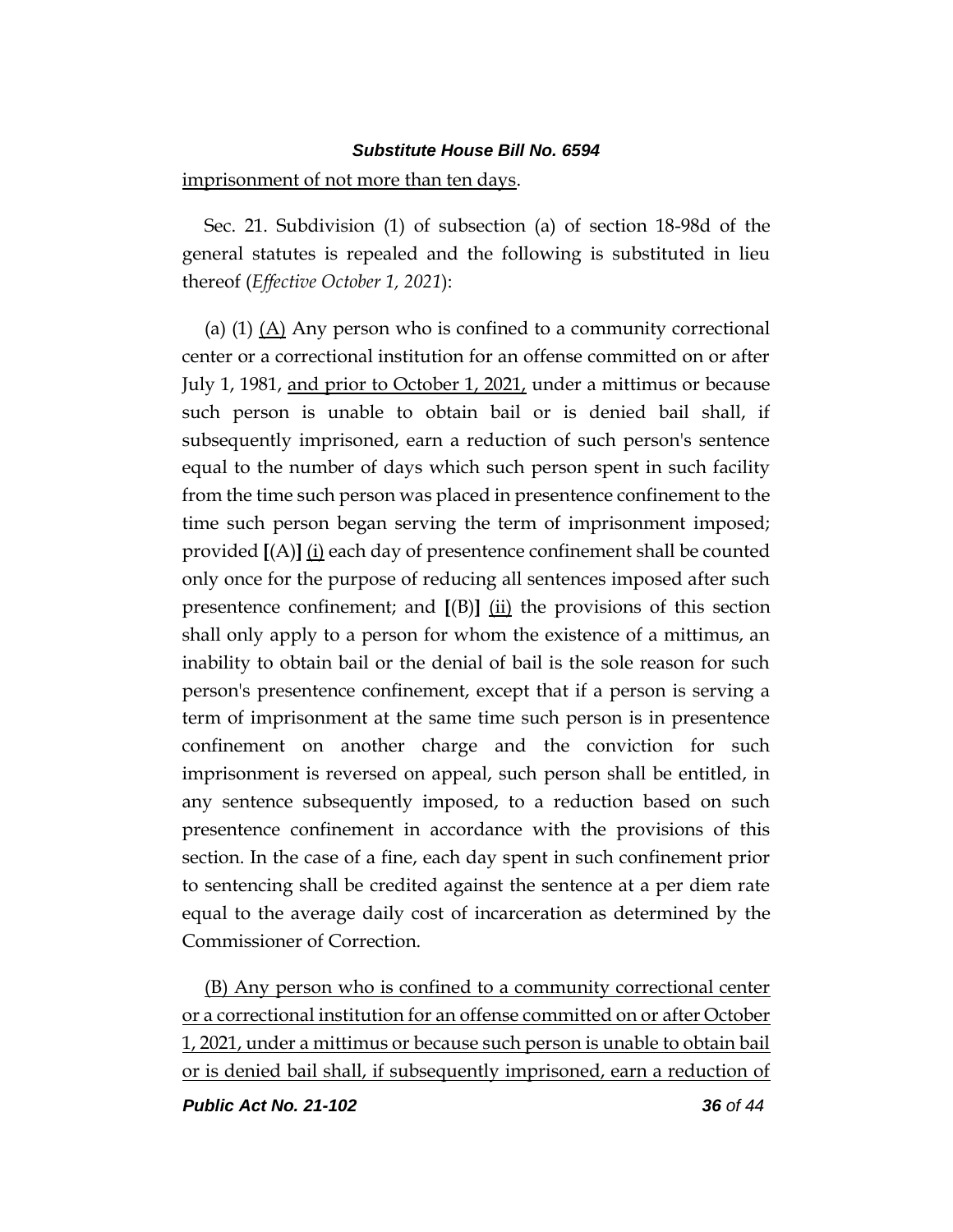imprisonment of not more than ten days.

Sec. 21. Subdivision (1) of subsection (a) of section 18-98d of the general statutes is repealed and the following is substituted in lieu thereof (*Effective October 1, 2021*):

(a) (1) (A) Any person who is confined to a community correctional center or a correctional institution for an offense committed on or after July 1, 1981, and prior to October 1, 2021, under a mittimus or because such person is unable to obtain bail or is denied bail shall, if subsequently imprisoned, earn a reduction of such person's sentence equal to the number of days which such person spent in such facility from the time such person was placed in presentence confinement to the time such person began serving the term of imprisonment imposed; provided **[**(A)**]** (i) each day of presentence confinement shall be counted only once for the purpose of reducing all sentences imposed after such presentence confinement; and **[**(B)**]** (ii) the provisions of this section shall only apply to a person for whom the existence of a mittimus, an inability to obtain bail or the denial of bail is the sole reason for such person's presentence confinement, except that if a person is serving a term of imprisonment at the same time such person is in presentence confinement on another charge and the conviction for such imprisonment is reversed on appeal, such person shall be entitled, in any sentence subsequently imposed, to a reduction based on such presentence confinement in accordance with the provisions of this section. In the case of a fine, each day spent in such confinement prior to sentencing shall be credited against the sentence at a per diem rate equal to the average daily cost of incarceration as determined by the Commissioner of Correction.

(B) Any person who is confined to a community correctional center or a correctional institution for an offense committed on or after October 1, 2021, under a mittimus or because such person is unable to obtain bail or is denied bail shall, if subsequently imprisoned, earn a reduction of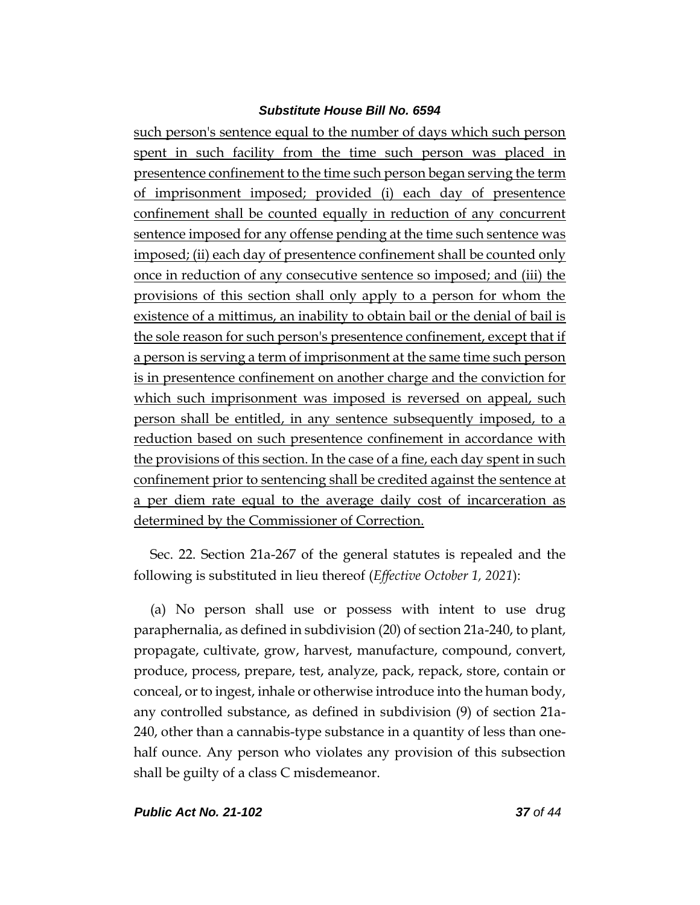such person's sentence equal to the number of days which such person spent in such facility from the time such person was placed in presentence confinement to the time such person began serving the term of imprisonment imposed; provided (i) each day of presentence confinement shall be counted equally in reduction of any concurrent sentence imposed for any offense pending at the time such sentence was imposed; (ii) each day of presentence confinement shall be counted only once in reduction of any consecutive sentence so imposed; and (iii) the provisions of this section shall only apply to a person for whom the existence of a mittimus, an inability to obtain bail or the denial of bail is the sole reason for such person's presentence confinement, except that if a person is serving a term of imprisonment at the same time such person is in presentence confinement on another charge and the conviction for which such imprisonment was imposed is reversed on appeal, such person shall be entitled, in any sentence subsequently imposed, to a reduction based on such presentence confinement in accordance with the provisions of this section. In the case of a fine, each day spent in such confinement prior to sentencing shall be credited against the sentence at a per diem rate equal to the average daily cost of incarceration as determined by the Commissioner of Correction.

Sec. 22. Section 21a-267 of the general statutes is repealed and the following is substituted in lieu thereof (*Effective October 1, 2021*):

(a) No person shall use or possess with intent to use drug paraphernalia, as defined in subdivision (20) of section 21a-240, to plant, propagate, cultivate, grow, harvest, manufacture, compound, convert, produce, process, prepare, test, analyze, pack, repack, store, contain or conceal, or to ingest, inhale or otherwise introduce into the human body, any controlled substance, as defined in subdivision (9) of section 21a-240, other than a cannabis-type substance in a quantity of less than one-half ounce. Any person who violates any provision of this subsection shall be guilty of a class C misdemeanor.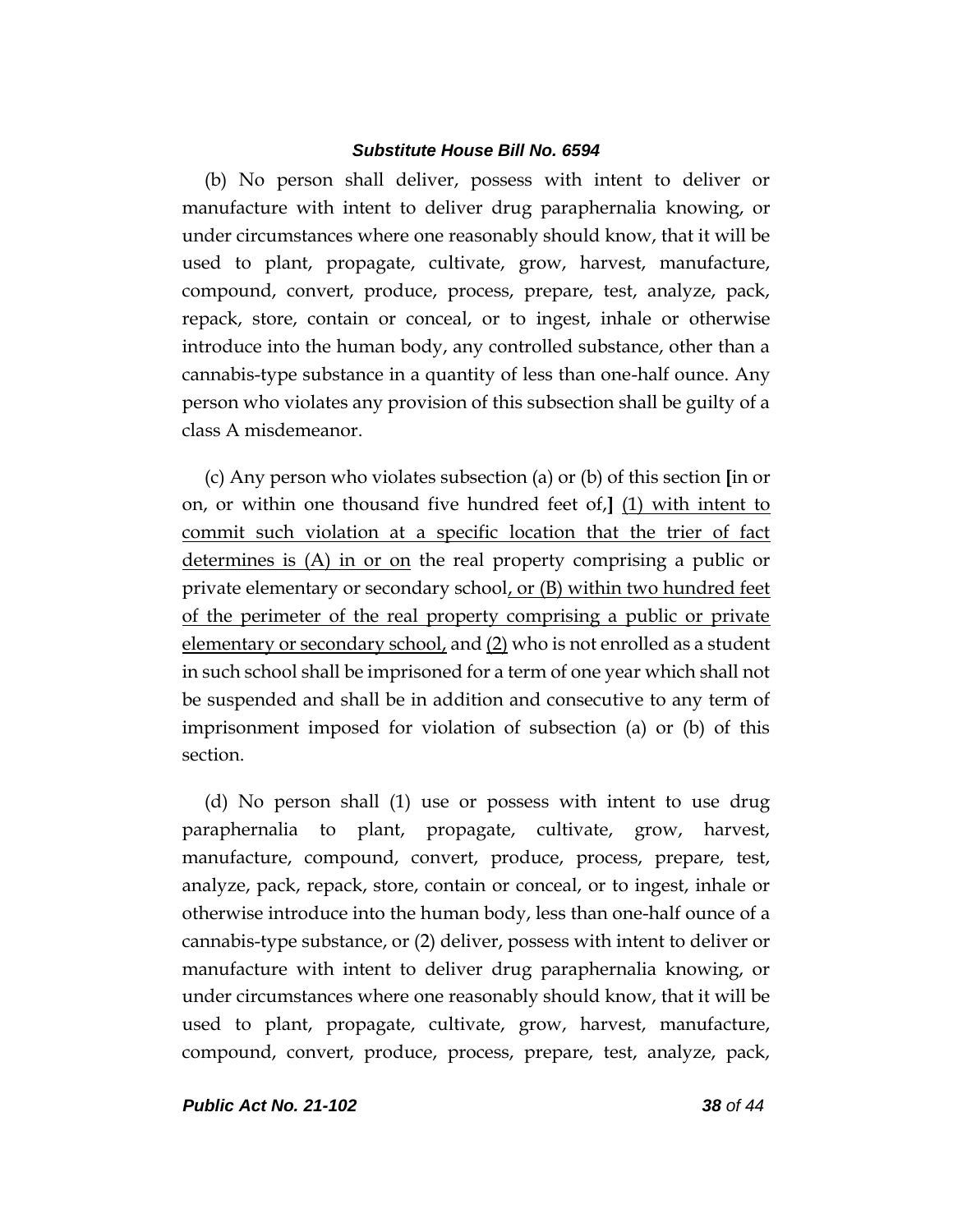(b) No person shall deliver, possess with intent to deliver or manufacture with intent to deliver drug paraphernalia knowing, or under circumstances where one reasonably should know, that it will be used to plant, propagate, cultivate, grow, harvest, manufacture, compound, convert, produce, process, prepare, test, analyze, pack, repack, store, contain or conceal, or to ingest, inhale or otherwise introduce into the human body, any controlled substance, other than a cannabis-type substance in a quantity of less than one-half ounce. Any person who violates any provision of this subsection shall be guilty of a class A misdemeanor.

(c) Any person who violates subsection (a) or (b) of this section **[**in or on, or within one thousand five hundred feet of,**]** <u>(1) with intent to commit such violation at a specific location that the trier of fact determines is (A) in or on</u> the real property comprising a public or private elementary or secondary school<u>, or (B) within two hundred feet of the perimeter of the real property comprising a public or private elementary or secondary school,</u> and <u>(2)</u> who is not enrolled as a student in such school shall be imprisoned for a term of one year which shall not be suspended and shall be in addition and consecutive to any term of imprisonment imposed for violation of subsection (a) or (b) of this section.

(d) No person shall (1) use or possess with intent to use drug paraphernalia to plant, propagate, cultivate, grow, harvest, manufacture, compound, convert, produce, process, prepare, test, analyze, pack, repack, store, contain or conceal, or to ingest, inhale or otherwise introduce into the human body, less than one-half ounce of a cannabis-type substance, or (2) deliver, possess with intent to deliver or manufacture with intent to deliver drug paraphernalia knowing, or under circumstances where one reasonably should know, that it will be used to plant, propagate, cultivate, grow, harvest, manufacture, compound, convert, produce, process, prepare, test, analyze, pack,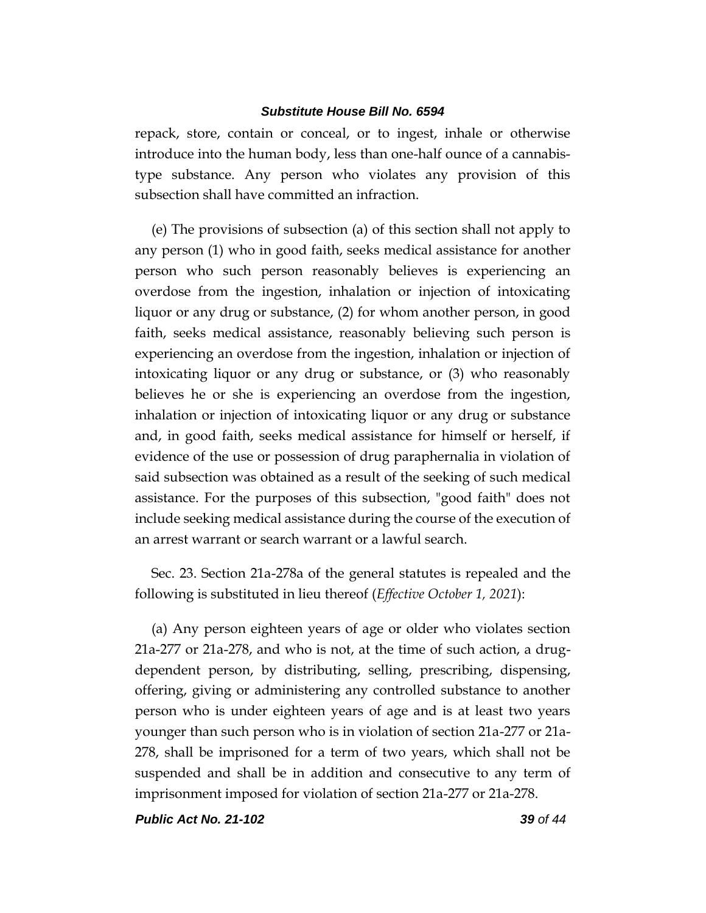repack, store, contain or conceal, or to ingest, inhale or otherwise introduce into the human body, less than one-half ounce of a cannabis-type substance. Any person who violates any provision of this subsection shall have committed an infraction.

(e) The provisions of subsection (a) of this section shall not apply to any person (1) who in good faith, seeks medical assistance for another person who such person reasonably believes is experiencing an overdose from the ingestion, inhalation or injection of intoxicating liquor or any drug or substance, (2) for whom another person, in good faith, seeks medical assistance, reasonably believing such person is experiencing an overdose from the ingestion, inhalation or injection of intoxicating liquor or any drug or substance, or (3) who reasonably believes he or she is experiencing an overdose from the ingestion, inhalation or injection of intoxicating liquor or any drug or substance and, in good faith, seeks medical assistance for himself or herself, if evidence of the use or possession of drug paraphernalia in violation of said subsection was obtained as a result of the seeking of such medical assistance. For the purposes of this subsection, "good faith" does not include seeking medical assistance during the course of the execution of an arrest warrant or search warrant or a lawful search.

Sec. 23. Section 21a-278a of the general statutes is repealed and the following is substituted in lieu thereof (*Effective October 1, 2021*):

(a) Any person eighteen years of age or older who violates section 21a-277 or 21a-278, and who is not, at the time of such action, a drug-dependent person, by distributing, selling, prescribing, dispensing, offering, giving or administering any controlled substance to another person who is under eighteen years of age and is at least two years younger than such person who is in violation of section 21a-277 or 21a-278, shall be imprisoned for a term of two years, which shall not be suspended and shall be in addition and consecutive to any term of imprisonment imposed for violation of section 21a-277 or 21a-278.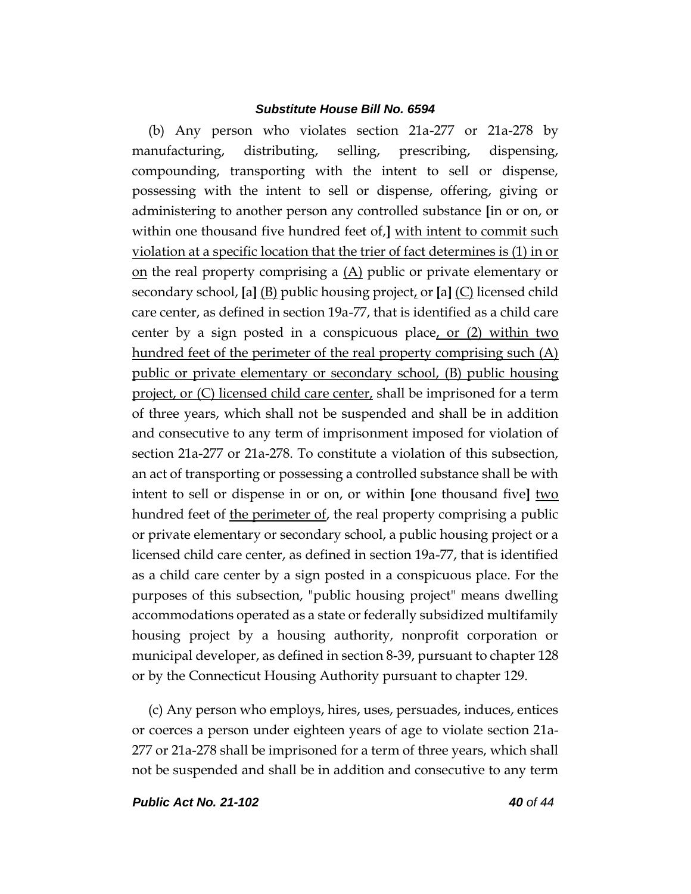(b) Any person who violates section 21a-277 or 21a-278 by manufacturing, distributing, selling, prescribing, dispensing, compounding, transporting with the intent to sell or dispense, possessing with the intent to sell or dispense, offering, giving or administering to another person any controlled substance [in or on, or within one thousand five hundred feet of,] with intent to commit such violation at a specific location that the trier of fact determines is (1) in or on the real property comprising a (A) public or private elementary or secondary school, [a] (B) public housing project, or [a] (C) licensed child care center, as defined in section 19a-77, that is identified as a child care center by a sign posted in a conspicuous place, or (2) within two hundred feet of the perimeter of the real property comprising such (A) public or private elementary or secondary school, (B) public housing project, or (C) licensed child care center, shall be imprisoned for a term of three years, which shall not be suspended and shall be in addition and consecutive to any term of imprisonment imposed for violation of section 21a-277 or 21a-278. To constitute a violation of this subsection, an act of transporting or possessing a controlled substance shall be with intent to sell or dispense in or on, or within [one thousand five] two hundred feet of the perimeter of, the real property comprising a public or private elementary or secondary school, a public housing project or a licensed child care center, as defined in section 19a-77, that is identified as a child care center by a sign posted in a conspicuous place. For the purposes of this subsection, "public housing project" means dwelling accommodations operated as a state or federally subsidized multifamily housing project by a housing authority, nonprofit corporation or municipal developer, as defined in section 8-39, pursuant to chapter 128 or by the Connecticut Housing Authority pursuant to chapter 129.

(c) Any person who employs, hires, uses, persuades, induces, entices or coerces a person under eighteen years of age to violate section 21a-277 or 21a-278 shall be imprisoned for a term of three years, which shall not be suspended and shall be in addition and consecutive to any term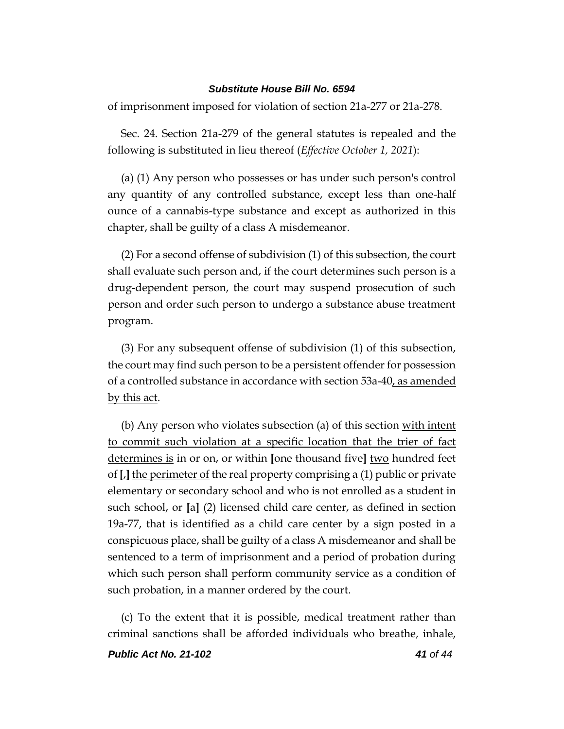of imprisonment imposed for violation of section 21a-277 or 21a-278.

Sec. 24. Section 21a-279 of the general statutes is repealed and the following is substituted in lieu thereof (*Effective October 1, 2021*):

(a) (1) Any person who possesses or has under such person's control any quantity of any controlled substance, except less than one-half ounce of a cannabis-type substance and except as authorized in this chapter, shall be guilty of a class A misdemeanor.

(2) For a second offense of subdivision (1) of this subsection, the court shall evaluate such person and, if the court determines such person is a drug-dependent person, the court may suspend prosecution of such person and order such person to undergo a substance abuse treatment program.

(3) For any subsequent offense of subdivision (1) of this subsection, the court may find such person to be a persistent offender for possession of a controlled substance in accordance with section 53a-40<u>, as amended by this act</u>.

(b) Any person who violates subsection (a) of this section <u>with intent to commit such violation at a specific location that the trier of fact determines is</u> in or on, or within **[**one thousand five**]** <u>two</u> hundred feet of **[**,**]** <u>the perimeter of</u> the real property comprising a <u>(1)</u> public or private elementary or secondary school and who is not enrolled as a student in such school<u>,</u> or **[**a**]** <u>(2)</u> licensed child care center, as defined in section 19a-77, that is identified as a child care center by a sign posted in a conspicuous place<u>,</u> shall be guilty of a class A misdemeanor and shall be sentenced to a term of imprisonment and a period of probation during which such person shall perform community service as a condition of such probation, in a manner ordered by the court.

(c) To the extent that it is possible, medical treatment rather than criminal sanctions shall be afforded individuals who breathe, inhale,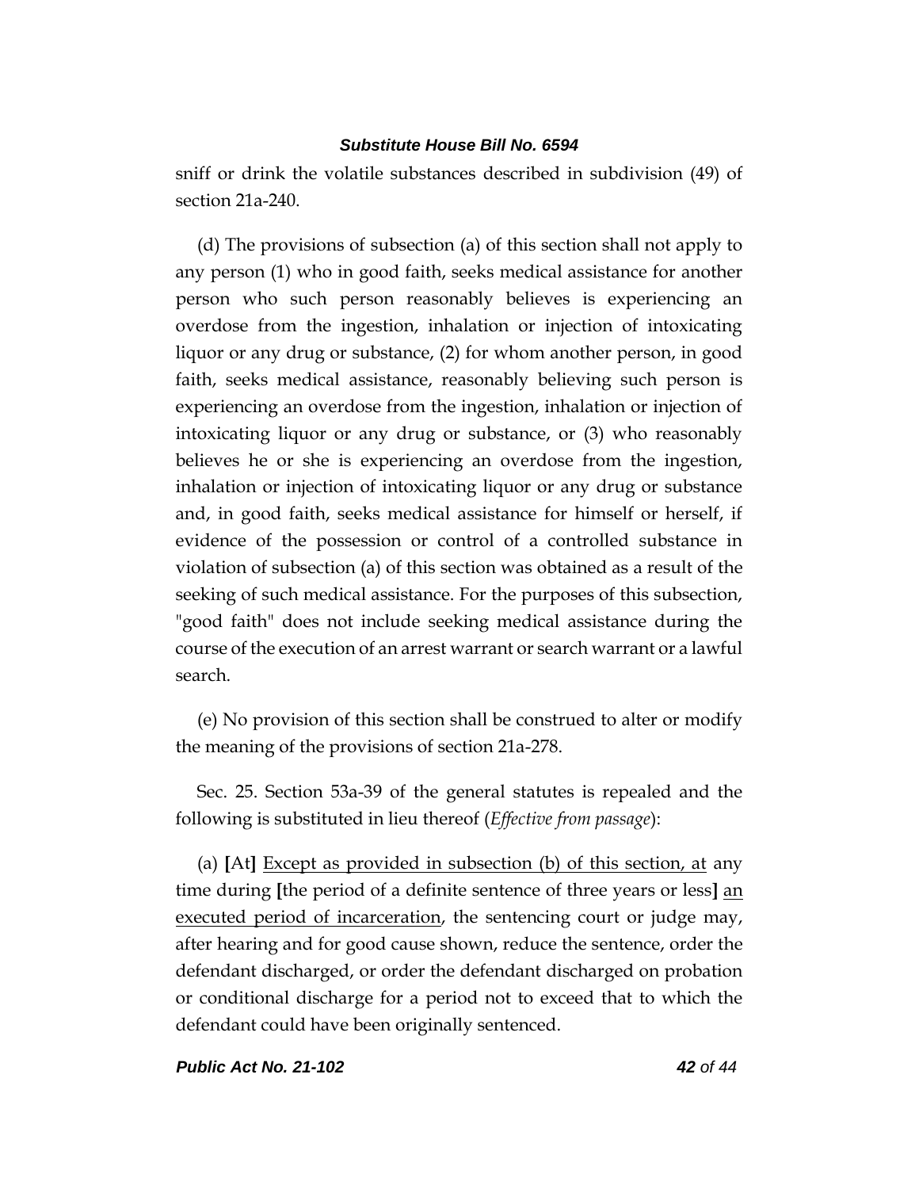sniff or drink the volatile substances described in subdivision (49) of section 21a-240.

(d) The provisions of subsection (a) of this section shall not apply to any person (1) who in good faith, seeks medical assistance for another person who such person reasonably believes is experiencing an overdose from the ingestion, inhalation or injection of intoxicating liquor or any drug or substance, (2) for whom another person, in good faith, seeks medical assistance, reasonably believing such person is experiencing an overdose from the ingestion, inhalation or injection of intoxicating liquor or any drug or substance, or (3) who reasonably believes he or she is experiencing an overdose from the ingestion, inhalation or injection of intoxicating liquor or any drug or substance and, in good faith, seeks medical assistance for himself or herself, if evidence of the possession or control of a controlled substance in violation of subsection (a) of this section was obtained as a result of the seeking of such medical assistance. For the purposes of this subsection, "good faith" does not include seeking medical assistance during the course of the execution of an arrest warrant or search warrant or a lawful search.

(e) No provision of this section shall be construed to alter or modify the meaning of the provisions of section 21a-278.

Sec. 25. Section 53a-39 of the general statutes is repealed and the following is substituted in lieu thereof (*Effective from passage*):

(a) **[**At**]** Except as provided in subsection (b) of this section, at any time during **[**the period of a definite sentence of three years or less**]** an executed period of incarceration, the sentencing court or judge may, after hearing and for good cause shown, reduce the sentence, order the defendant discharged, or order the defendant discharged on probation or conditional discharge for a period not to exceed that to which the defendant could have been originally sentenced.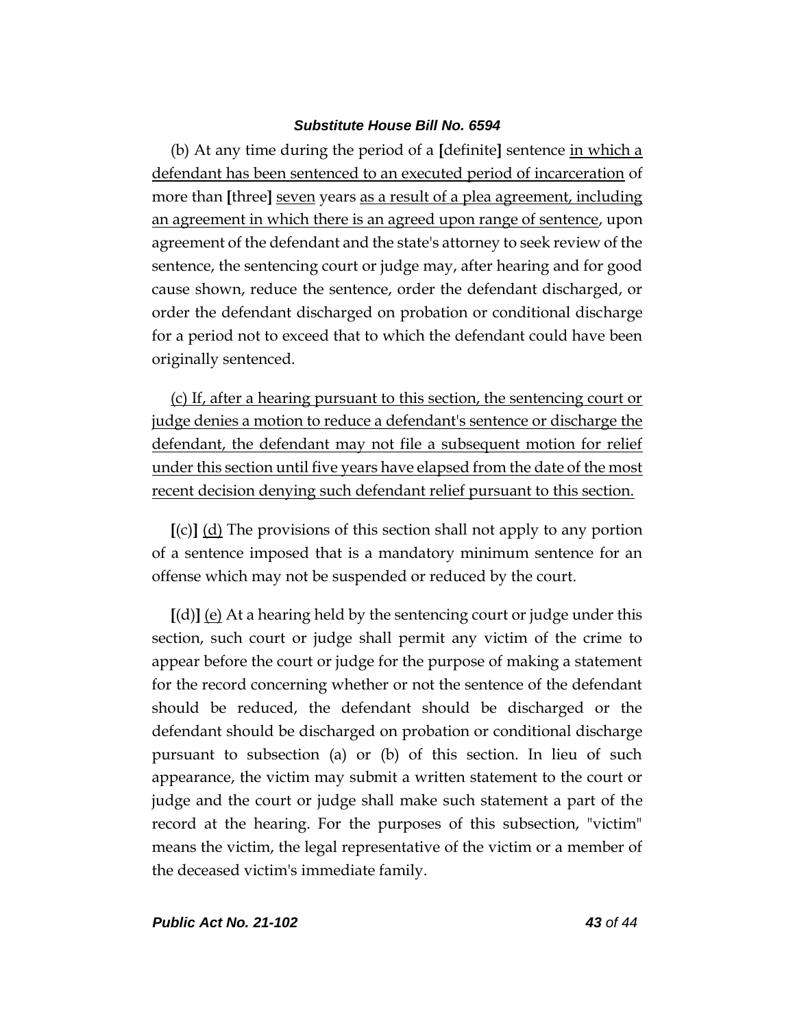(b) At any time during the period of a **[**definite**]** sentence <u>in which a defendant has been sentenced to an executed period of incarceration</u> of more than **[**three**]** <u>seven</u> years <u>as a result of a plea agreement, including an agreement in which there is an agreed upon range of sentence</u>, upon agreement of the defendant and the state's attorney to seek review of the sentence, the sentencing court or judge may, after hearing and for good cause shown, reduce the sentence, order the defendant discharged, or order the defendant discharged on probation or conditional discharge for a period not to exceed that to which the defendant could have been originally sentenced.

<u>(c) If, after a hearing pursuant to this section, the sentencing court or judge denies a motion to reduce a defendant's sentence or discharge the defendant, the defendant may not file a subsequent motion for relief under this section until five years have elapsed from the date of the most recent decision denying such defendant relief pursuant to this section.</u>

**[**(c)**]** <u>(d)</u> The provisions of this section shall not apply to any portion of a sentence imposed that is a mandatory minimum sentence for an offense which may not be suspended or reduced by the court.

**[**(d)**]** <u>(e)</u> At a hearing held by the sentencing court or judge under this section, such court or judge shall permit any victim of the crime to appear before the court or judge for the purpose of making a statement for the record concerning whether or not the sentence of the defendant should be reduced, the defendant should be discharged or the defendant should be discharged on probation or conditional discharge pursuant to subsection (a) or (b) of this section. In lieu of such appearance, the victim may submit a written statement to the court or judge and the court or judge shall make such statement a part of the record at the hearing. For the purposes of this subsection, "victim" means the victim, the legal representative of the victim or a member of the deceased victim's immediate family.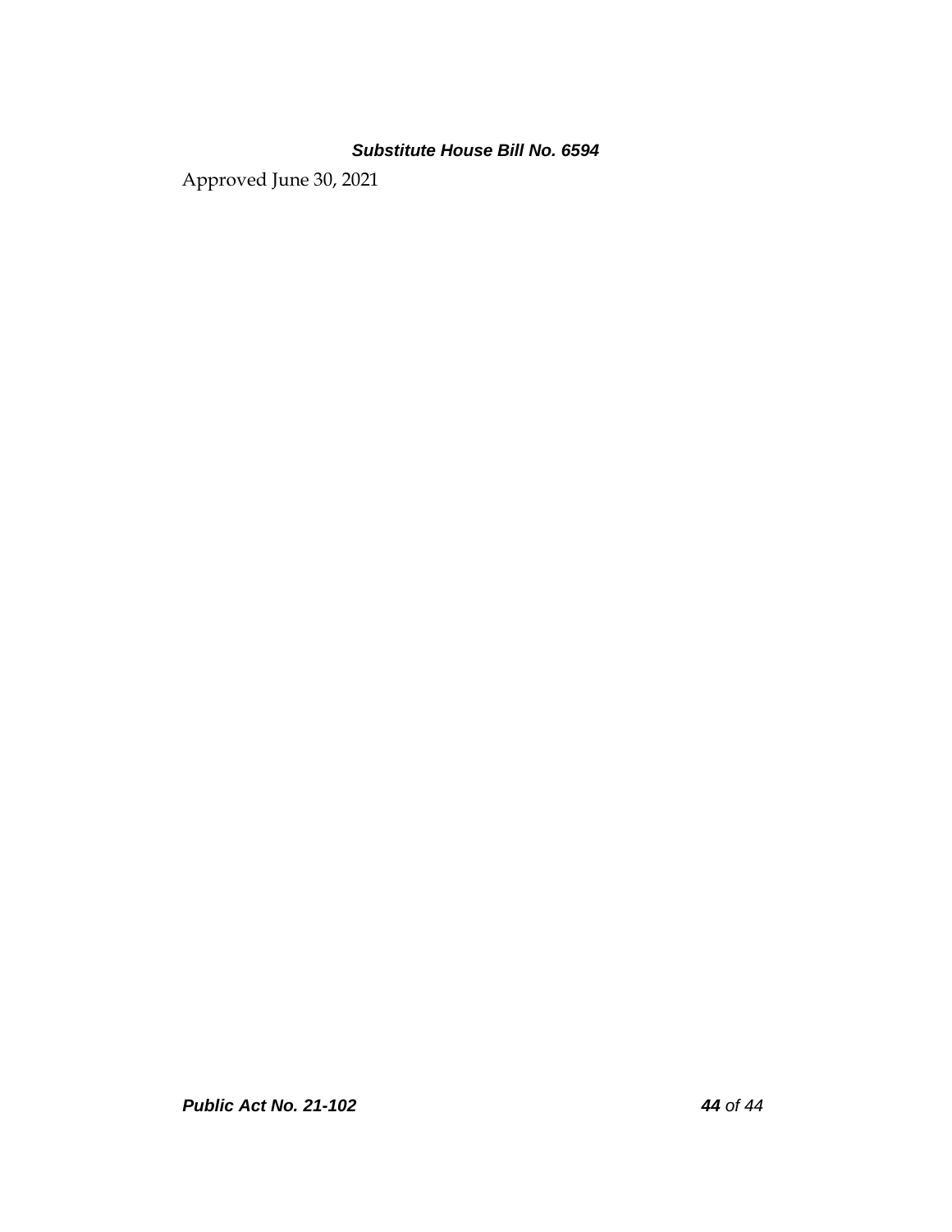Approved June 30, 2021